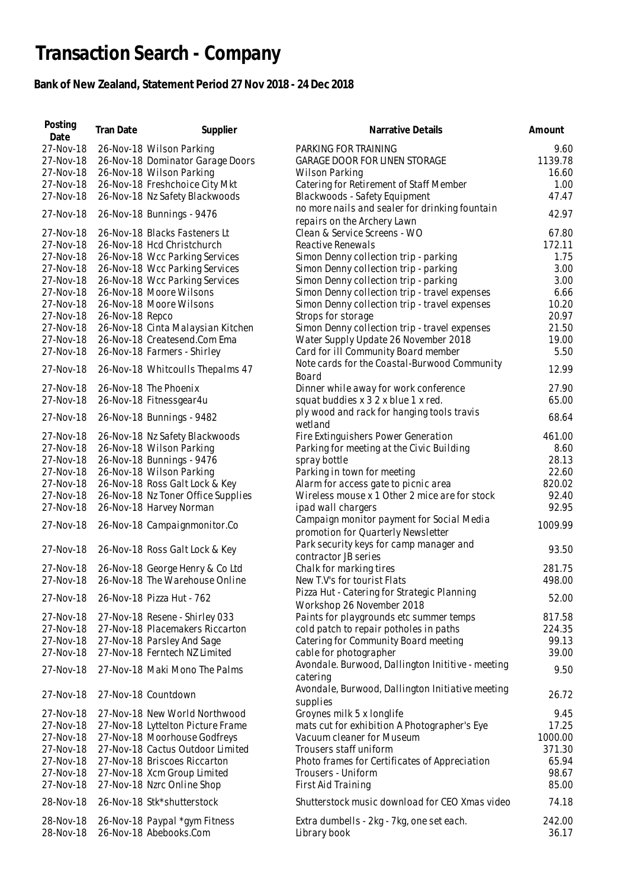# Transaction Search - Company

**Bank of New Zealand, Statement Period 27 Nov 2018 - 24 Dec 2018**

| Posting Date | Tran Date | Supplier | Narrative Details | Amount |
|---|---|---|---|---|
| 27-Nov-18 | 26-Nov-18 | Wilson Parking | PARKING FOR TRAINING | 9.60 |
| 27-Nov-18 | 26-Nov-18 | Dominator Garage Doors | GARAGE DOOR FOR LINEN STORAGE | 1139.78 |
| 27-Nov-18 | 26-Nov-18 | Wilson Parking | Wilson Parking | 16.60 |
| 27-Nov-18 | 26-Nov-18 | Freshchoice City Mkt | Catering for Retirement of Staff Member | 1.00 |
| 27-Nov-18 | 26-Nov-18 | Nz Safety Blackwoods | Blackwoods - Safety Equipment | 47.47 |
| 27-Nov-18 | 26-Nov-18 | Bunnings - 9476 | no more nails and sealer for drinking fountain repairs on the Archery Lawn | 42.97 |
| 27-Nov-18 | 26-Nov-18 | Blacks Fasteners Lt | Clean & Service Screens - WO | 67.80 |
| 27-Nov-18 | 26-Nov-18 | Hcd Christchurch | Reactive Renewals | 172.11 |
| 27-Nov-18 | 26-Nov-18 | Wcc Parking Services | Simon Denny collection trip - parking | 1.75 |
| 27-Nov-18 | 26-Nov-18 | Wcc Parking Services | Simon Denny collection trip - parking | 3.00 |
| 27-Nov-18 | 26-Nov-18 | Wcc Parking Services | Simon Denny collection trip - parking | 3.00 |
| 27-Nov-18 | 26-Nov-18 | Moore Wilsons | Simon Denny collection trip - travel expenses | 6.66 |
| 27-Nov-18 | 26-Nov-18 | Moore Wilsons | Simon Denny collection trip - travel expenses | 10.20 |
| 27-Nov-18 | 26-Nov-18 | Repco | Strops for storage | 20.97 |
| 27-Nov-18 | 26-Nov-18 | Cinta Malaysian Kitchen | Simon Denny collection trip - travel expenses | 21.50 |
| 27-Nov-18 | 26-Nov-18 | Createsend.Com Ema | Water Supply Update 26 November 2018 | 19.00 |
| 27-Nov-18 | 26-Nov-18 | Farmers - Shirley | Card for ill Community Board member | 5.50 |
| 27-Nov-18 | 26-Nov-18 | Whitcoulls Thepalms 47 | Note cards for the Coastal-Burwood Community Board | 12.99 |
| 27-Nov-18 | 26-Nov-18 | The Phoenix | Dinner while away for work conference | 27.90 |
| 27-Nov-18 | 26-Nov-18 | Fitnessgear4u | squat buddies x 3 2 x blue 1 x red. | 65.00 |
| 27-Nov-18 | 26-Nov-18 | Bunnings - 9482 | ply wood and rack for hanging tools travis wetland | 68.64 |
| 27-Nov-18 | 26-Nov-18 | Nz Safety Blackwoods | Fire Extinguishers Power Generation | 461.00 |
| 27-Nov-18 | 26-Nov-18 | Wilson Parking | Parking for meeting at the Civic Building | 8.60 |
| 27-Nov-18 | 26-Nov-18 | Bunnings - 9476 | spray bottle | 28.13 |
| 27-Nov-18 | 26-Nov-18 | Wilson Parking | Parking in town for meeting | 22.60 |
| 27-Nov-18 | 26-Nov-18 | Ross Galt Lock & Key | Alarm for access gate to picnic area | 820.02 |
| 27-Nov-18 | 26-Nov-18 | Nz Toner Office Supplies | Wireless mouse x 1 Other 2 mice are for stock | 92.40 |
| 27-Nov-18 | 26-Nov-18 | Harvey Norman | ipad wall chargers | 92.95 |
| 27-Nov-18 | 26-Nov-18 | Campaignmonitor.Co | Campaign monitor payment for Social Media promotion for Quarterly Newsletter | 1009.99 |
| 27-Nov-18 | 26-Nov-18 | Ross Galt Lock & Key | Park security keys for camp manager and contractor JB series | 93.50 |
| 27-Nov-18 | 26-Nov-18 | George Henry & Co Ltd | Chalk for marking tires | 281.75 |
| 27-Nov-18 | 26-Nov-18 | The Warehouse Online | New T.V's for tourist Flats | 498.00 |
| 27-Nov-18 | 26-Nov-18 | Pizza Hut - 762 | Pizza Hut - Catering for Strategic Planning Workshop 26 November 2018 | 52.00 |
| 27-Nov-18 | 27-Nov-18 | Resene - Shirley 033 | Paints for playgrounds etc summer temps | 817.58 |
| 27-Nov-18 | 27-Nov-18 | Placemakers Riccarton | cold patch to repair potholes in paths | 224.35 |
| 27-Nov-18 | 27-Nov-18 | Parsley And Sage | Catering for Community Board meeting | 99.13 |
| 27-Nov-18 | 27-Nov-18 | Ferntech NZ Limited | cable for photographer | 39.00 |
| 27-Nov-18 | 27-Nov-18 | Maki Mono The Palms | Avondale. Burwood, Dallington Inititive - meeting catering | 9.50 |
| 27-Nov-18 | 27-Nov-18 | Countdown | Avondale, Burwood, Dallington Initiative meeting supplies | 26.72 |
| 27-Nov-18 | 27-Nov-18 | New World Northwood | Groynes milk 5 x longlife | 9.45 |
| 27-Nov-18 | 27-Nov-18 | Lyttelton Picture Frame | mats cut for exhibition A Photographer's Eye | 17.25 |
| 27-Nov-18 | 27-Nov-18 | Moorhouse Godfreys | Vacuum cleaner for Museum | 1000.00 |
| 27-Nov-18 | 27-Nov-18 | Cactus Outdoor Limited | Trousers staff uniform | 371.30 |
| 27-Nov-18 | 27-Nov-18 | Briscoes Riccarton | Photo frames for Certificates of Appreciation | 65.94 |
| 27-Nov-18 | 27-Nov-18 | Xcm Group Limited | Trousers - Uniform | 98.67 |
| 27-Nov-18 | 27-Nov-18 | Nzrc Online Shop | First Aid Training | 85.00 |
| 28-Nov-18 | 26-Nov-18 | Stk*shutterstock | Shutterstock music download for CEO Xmas video | 74.18 |
| 28-Nov-18 | 26-Nov-18 | Paypal *gym Fitness | Extra dumbells - 2kg - 7kg, one set each. | 242.00 |
| 28-Nov-18 | 26-Nov-18 | Abebooks.Com | Library book | 36.17 |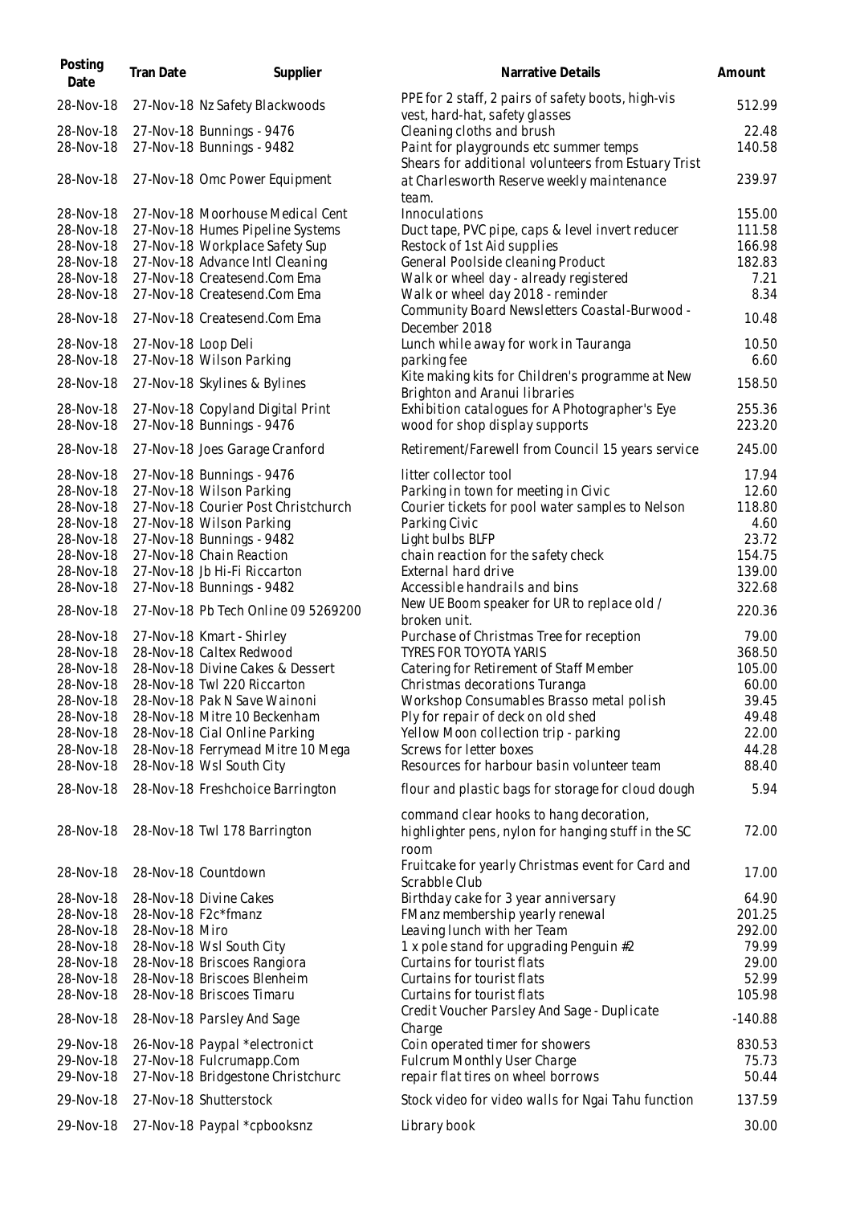| Posting Date | Tran Date | Supplier | Narrative Details | Amount |
| --- | --- | --- | --- | --- |
| 28-Nov-18 | 27-Nov-18 | Nz Safety Blackwoods | PPE for 2 staff, 2 pairs of safety boots, high-vis vest, hard-hat, safety glasses | 512.99 |
| 28-Nov-18 | 27-Nov-18 | Bunnings - 9476 | Cleaning cloths and brush | 22.48 |
| 28-Nov-18 | 27-Nov-18 | Bunnings - 9482 | Paint for playgrounds etc summer temps | 140.58 |
| 28-Nov-18 | 27-Nov-18 | Omc Power Equipment | Shears for additional volunteers from Estuary Trist at Charlesworth Reserve weekly maintenance team. | 239.97 |
| 28-Nov-18 | 27-Nov-18 | Moorhouse Medical Cent | Innoculations | 155.00 |
| 28-Nov-18 | 27-Nov-18 | Humes Pipeline Systems | Duct tape, PVC pipe, caps & level invert reducer | 111.58 |
| 28-Nov-18 | 27-Nov-18 | Workplace Safety Sup | Restock of 1st Aid supplies | 166.98 |
| 28-Nov-18 | 27-Nov-18 | Advance Intl Cleaning | General Poolside cleaning Product | 182.83 |
| 28-Nov-18 | 27-Nov-18 | Createsend.Com Ema | Walk or wheel day - already registered | 7.21 |
| 28-Nov-18 | 27-Nov-18 | Createsend.Com Ema | Walk or wheel day 2018 - reminder | 8.34 |
| 28-Nov-18 | 27-Nov-18 | Createsend.Com Ema | Community Board Newsletters Coastal-Burwood - December 2018 | 10.48 |
| 28-Nov-18 | 27-Nov-18 | Loop Deli | Lunch while away for work in Tauranga | 10.50 |
| 28-Nov-18 | 27-Nov-18 | Wilson Parking | parking fee | 6.60 |
| 28-Nov-18 | 27-Nov-18 | Skylines & Bylines | Kite making kits for Children's programme at New Brighton and Aranui libraries | 158.50 |
| 28-Nov-18 | 27-Nov-18 | Copyland Digital Print | Exhibition catalogues for A Photographer's Eye | 255.36 |
| 28-Nov-18 | 27-Nov-18 | Bunnings - 9476 | wood for shop display supports | 223.20 |
| 28-Nov-18 | 27-Nov-18 | Joes Garage Cranford | Retirement/Farewell from Council 15 years service | 245.00 |
| 28-Nov-18 | 27-Nov-18 | Bunnings - 9476 | litter collector tool | 17.94 |
| 28-Nov-18 | 27-Nov-18 | Wilson Parking | Parking in town for meeting in Civic | 12.60 |
| 28-Nov-18 | 27-Nov-18 | Courier Post Christchurch | Courier tickets for pool water samples to Nelson | 118.80 |
| 28-Nov-18 | 27-Nov-18 | Wilson Parking | Parking Civic | 4.60 |
| 28-Nov-18 | 27-Nov-18 | Bunnings - 9482 | Light bulbs BLFP | 23.72 |
| 28-Nov-18 | 27-Nov-18 | Chain Reaction | chain reaction for the safety check | 154.75 |
| 28-Nov-18 | 27-Nov-18 | Jb Hi-Fi Riccarton | External hard drive | 139.00 |
| 28-Nov-18 | 27-Nov-18 | Bunnings - 9482 | Accessible handrails and bins | 322.68 |
| 28-Nov-18 | 27-Nov-18 | Pb Tech Online 09 5269200 | New UE Boom speaker for UR to replace old / broken unit. | 220.36 |
| 28-Nov-18 | 27-Nov-18 | Kmart - Shirley | Purchase of Christmas Tree for reception | 79.00 |
| 28-Nov-18 | 28-Nov-18 | Caltex Redwood | TYRES FOR TOYOTA YARIS | 368.50 |
| 28-Nov-18 | 28-Nov-18 | Divine Cakes & Dessert | Catering for Retirement of Staff Member | 105.00 |
| 28-Nov-18 | 28-Nov-18 | Twl 220 Riccarton | Christmas decorations Turanga | 60.00 |
| 28-Nov-18 | 28-Nov-18 | Pak N Save Wainoni | Workshop Consumables Brasso metal polish | 39.45 |
| 28-Nov-18 | 28-Nov-18 | Mitre 10 Beckenham | Ply for repair of deck on old shed | 49.48 |
| 28-Nov-18 | 28-Nov-18 | Cial Online Parking | Yellow Moon collection trip - parking | 22.00 |
| 28-Nov-18 | 28-Nov-18 | Ferrymead Mitre 10 Mega | Screws for letter boxes | 44.28 |
| 28-Nov-18 | 28-Nov-18 | Wsl South City | Resources for harbour basin volunteer team | 88.40 |
| 28-Nov-18 | 28-Nov-18 | Freshchoice Barrington | flour and plastic bags for storage for cloud dough | 5.94 |
| 28-Nov-18 | 28-Nov-18 | Twl 178 Barrington | command clear hooks to hang decoration, highlighter pens, nylon for hanging stuff in the SC room | 72.00 |
| 28-Nov-18 | 28-Nov-18 | Countdown | Fruitcake for yearly Christmas event for Card and Scrabble Club | 17.00 |
| 28-Nov-18 | 28-Nov-18 | Divine Cakes | Birthday cake for 3 year anniversary | 64.90 |
| 28-Nov-18 | 28-Nov-18 | F2c*fmanz | FManz membership yearly renewal | 201.25 |
| 28-Nov-18 | 28-Nov-18 | Miro | Leaving lunch with her Team | 292.00 |
| 28-Nov-18 | 28-Nov-18 | Wsl South City | 1 x pole stand for upgrading Penguin #2 | 79.99 |
| 28-Nov-18 | 28-Nov-18 | Briscoes Rangiora | Curtains for tourist flats | 29.00 |
| 28-Nov-18 | 28-Nov-18 | Briscoes Blenheim | Curtains for tourist flats | 52.99 |
| 28-Nov-18 | 28-Nov-18 | Briscoes Timaru | Curtains for tourist flats | 105.98 |
| 28-Nov-18 | 28-Nov-18 | Parsley And Sage | Credit Voucher Parsley And Sage - Duplicate Charge | -140.88 |
| 29-Nov-18 | 26-Nov-18 | Paypal *electronict | Coin operated timer for showers | 830.53 |
| 29-Nov-18 | 27-Nov-18 | Fulcrumapp.Com | Fulcrum Monthly User Charge | 75.73 |
| 29-Nov-18 | 27-Nov-18 | Bridgestone Christchurc | repair flat tires on wheel borrows | 50.44 |
| 29-Nov-18 | 27-Nov-18 | Shutterstock | Stock video for video walls for Ngai Tahu function | 137.59 |
| 29-Nov-18 | 27-Nov-18 | Paypal *cpbooksnz | Library book | 30.00 |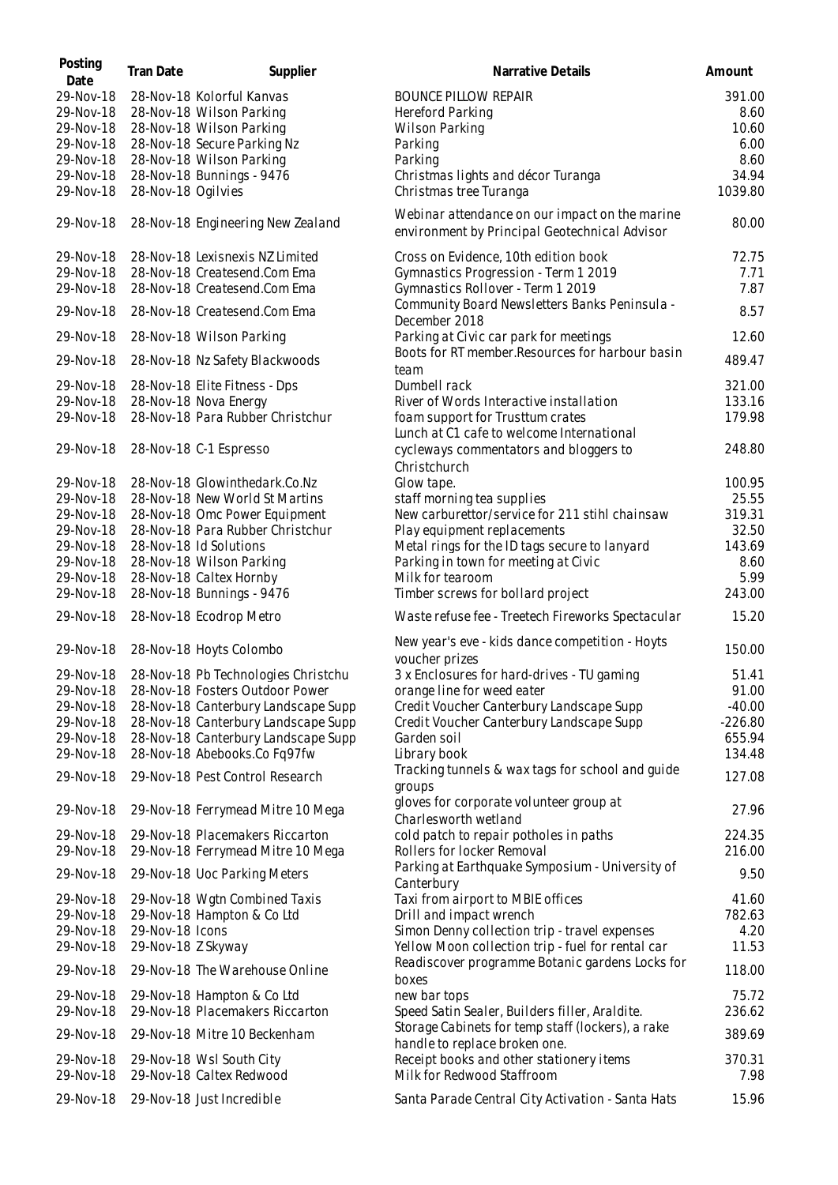| Posting Date | Tran Date | Supplier | Narrative Details | Amount |
|---|---|---|---|---|
| 29-Nov-18 | 28-Nov-18 | Kolorful Kanvas | BOUNCE PILLOW REPAIR | 391.00 |
| 29-Nov-18 | 28-Nov-18 | Wilson Parking | Hereford Parking | 8.60 |
| 29-Nov-18 | 28-Nov-18 | Wilson Parking | Wilson Parking | 10.60 |
| 29-Nov-18 | 28-Nov-18 | Secure Parking Nz | Parking | 6.00 |
| 29-Nov-18 | 28-Nov-18 | Wilson Parking | Parking | 8.60 |
| 29-Nov-18 | 28-Nov-18 | Bunnings - 9476 | Christmas lights and décor Turanga | 34.94 |
| 29-Nov-18 | 28-Nov-18 | Ogilvies | Christmas tree Turanga | 1039.80 |
| 29-Nov-18 | 28-Nov-18 | Engineering New Zealand | Webinar attendance on our impact on the marine environment by Principal Geotechnical Advisor | 80.00 |
| 29-Nov-18 | 28-Nov-18 | Lexisnexis NZ Limited | Cross on Evidence, 10th edition book | 72.75 |
| 29-Nov-18 | 28-Nov-18 | Createsend.Com Ema | Gymnastics Progression - Term 1 2019 | 7.71 |
| 29-Nov-18 | 28-Nov-18 | Createsend.Com Ema | Gymnastics Rollover - Term 1 2019 | 7.87 |
| 29-Nov-18 | 28-Nov-18 | Createsend.Com Ema | Community Board Newsletters Banks Peninsula - December 2018 | 8.57 |
| 29-Nov-18 | 28-Nov-18 | Wilson Parking | Parking at Civic car park for meetings | 12.60 |
| 29-Nov-18 | 28-Nov-18 | Nz Safety Blackwoods | Boots for RT member.Resources for harbour basin team | 489.47 |
| 29-Nov-18 | 28-Nov-18 | Elite Fitness - Dps | Dumbell rack | 321.00 |
| 29-Nov-18 | 28-Nov-18 | Nova Energy | River of Words Interactive installation | 133.16 |
| 29-Nov-18 | 28-Nov-18 | Para Rubber Christchur | foam support for Trusttum crates | 179.98 |
| 29-Nov-18 | 28-Nov-18 | C-1 Espresso | Lunch at C1 cafe to welcome International cycleways commentators and bloggers to Christchurch | 248.80 |
| 29-Nov-18 | 28-Nov-18 | Glowinthedark.Co.Nz | Glow tape. | 100.95 |
| 29-Nov-18 | 28-Nov-18 | New World St Martins | staff morning tea supplies | 25.55 |
| 29-Nov-18 | 28-Nov-18 | Omc Power Equipment | New carburettor/service for 211 stihl chainsaw | 319.31 |
| 29-Nov-18 | 28-Nov-18 | Para Rubber Christchur | Play equipment replacements | 32.50 |
| 29-Nov-18 | 28-Nov-18 | Id Solutions | Metal rings for the ID tags secure to lanyard | 143.69 |
| 29-Nov-18 | 28-Nov-18 | Wilson Parking | Parking in town for meeting at Civic | 8.60 |
| 29-Nov-18 | 28-Nov-18 | Caltex Hornby | Milk for tearoom | 5.99 |
| 29-Nov-18 | 28-Nov-18 | Bunnings - 9476 | Timber screws for bollard project | 243.00 |
| 29-Nov-18 | 28-Nov-18 | Ecodrop Metro | Waste refuse fee - Treetech Fireworks Spectacular | 15.20 |
| 29-Nov-18 | 28-Nov-18 | Hoyts Colombo | New year's eve - kids dance competition - Hoyts voucher prizes | 150.00 |
| 29-Nov-18 | 28-Nov-18 | Pb Technologies Christchu | 3 x Enclosures for hard-drives - TU gaming | 51.41 |
| 29-Nov-18 | 28-Nov-18 | Fosters Outdoor Power | orange line for weed eater | 91.00 |
| 29-Nov-18 | 28-Nov-18 | Canterbury Landscape Supp | Credit Voucher Canterbury Landscape Supp | -40.00 |
| 29-Nov-18 | 28-Nov-18 | Canterbury Landscape Supp | Credit Voucher Canterbury Landscape Supp | -226.80 |
| 29-Nov-18 | 28-Nov-18 | Canterbury Landscape Supp | Garden soil | 655.94 |
| 29-Nov-18 | 28-Nov-18 | Abebooks.Co Fq97fw | Library book | 134.48 |
| 29-Nov-18 | 29-Nov-18 | Pest Control Research | Tracking tunnels & wax tags for school and guide groups | 127.08 |
| 29-Nov-18 | 29-Nov-18 | Ferrymead Mitre 10 Mega | gloves for corporate volunteer group at Charlesworth wetland | 27.96 |
| 29-Nov-18 | 29-Nov-18 | Placemakers Riccarton | cold patch to repair potholes in paths | 224.35 |
| 29-Nov-18 | 29-Nov-18 | Ferrymead Mitre 10 Mega | Rollers for locker Removal | 216.00 |
| 29-Nov-18 | 29-Nov-18 | Uoc Parking Meters | Parking at Earthquake Symposium - University of Canterbury | 9.50 |
| 29-Nov-18 | 29-Nov-18 | Wgtn Combined Taxis | Taxi from airport to MBIE offices | 41.60 |
| 29-Nov-18 | 29-Nov-18 | Hampton & Co Ltd | Drill and impact wrench | 782.63 |
| 29-Nov-18 | 29-Nov-18 | Icons | Simon Denny collection trip - travel expenses | 4.20 |
| 29-Nov-18 | 29-Nov-18 | Z Skyway | Yellow Moon collection trip - fuel for rental car | 11.53 |
| 29-Nov-18 | 29-Nov-18 | The Warehouse Online | Readiscover programme Botanic gardens Locks for boxes | 118.00 |
| 29-Nov-18 | 29-Nov-18 | Hampton & Co Ltd | new bar tops | 75.72 |
| 29-Nov-18 | 29-Nov-18 | Placemakers Riccarton | Speed Satin Sealer, Builders filler, Araldite. | 236.62 |
| 29-Nov-18 | 29-Nov-18 | Mitre 10 Beckenham | Storage Cabinets for temp staff (lockers), a rake handle to replace broken one. | 389.69 |
| 29-Nov-18 | 29-Nov-18 | Wsl South City | Receipt books and other stationery items | 370.31 |
| 29-Nov-18 | 29-Nov-18 | Caltex Redwood | Milk for Redwood Staffroom | 7.98 |
| 29-Nov-18 | 29-Nov-18 | Just Incredible | Santa Parade Central City Activation - Santa Hats | 15.96 |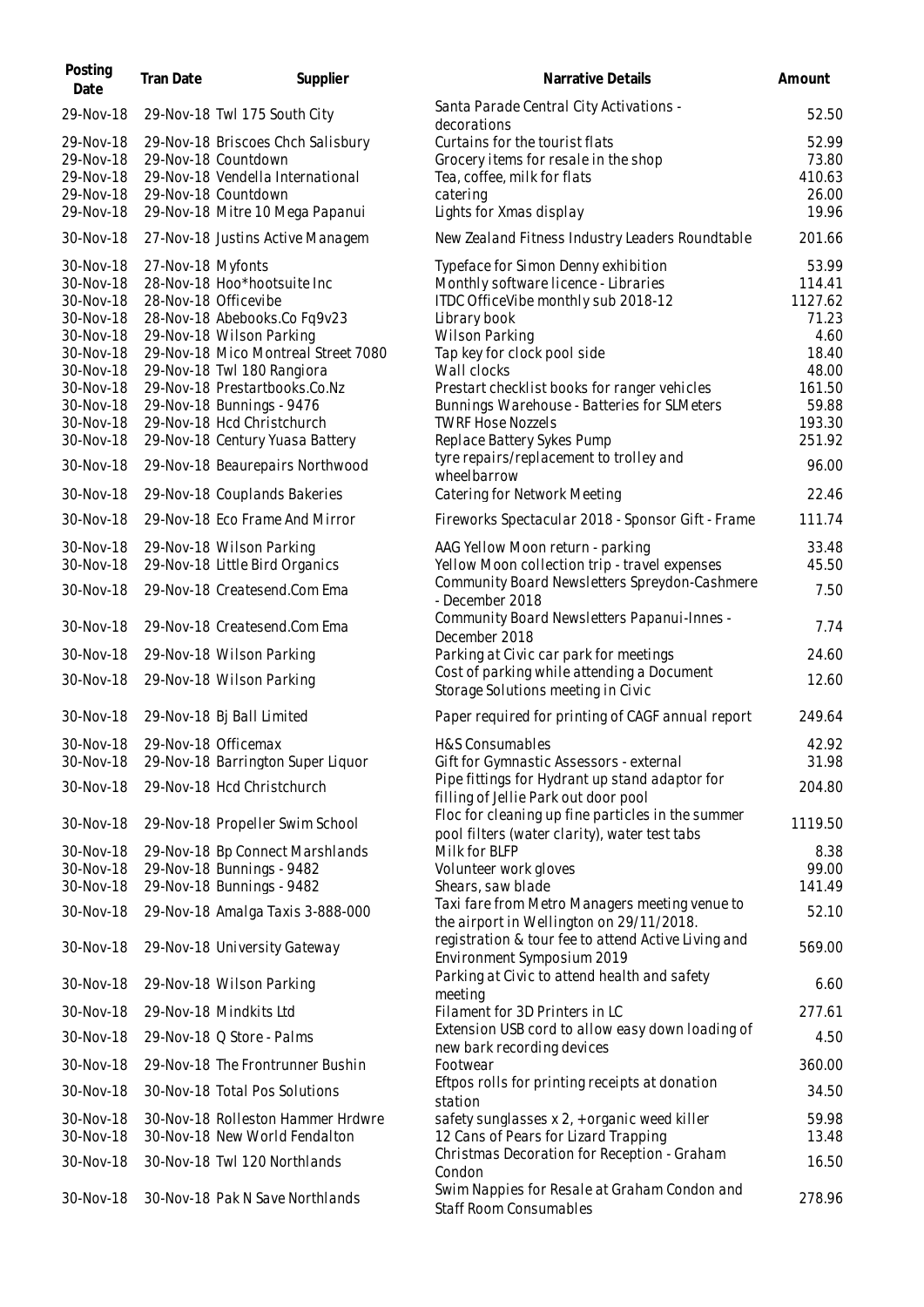| Posting Date | Tran Date | Supplier | Narrative Details | Amount |
|---|---|---|---|---|
| 29-Nov-18 | 29-Nov-18 | Twl 175 South City | Santa Parade Central City Activations - decorations | 52.50 |
| 29-Nov-18 | 29-Nov-18 | Briscoes Chch Salisbury | Curtains for the tourist flats | 52.99 |
| 29-Nov-18 | 29-Nov-18 | Countdown | Grocery items for resale in the shop | 73.80 |
| 29-Nov-18 | 29-Nov-18 | Vendella International | Tea, coffee, milk for flats | 410.63 |
| 29-Nov-18 | 29-Nov-18 | Countdown | catering | 26.00 |
| 29-Nov-18 | 29-Nov-18 | Mitre 10 Mega Papanui | Lights for Xmas display | 19.96 |
| 30-Nov-18 | 27-Nov-18 | Justins Active Managem | New Zealand Fitness Industry Leaders Roundtable | 201.66 |
| 30-Nov-18 | 27-Nov-18 | Myfonts | Typeface for Simon Denny exhibition | 53.99 |
| 30-Nov-18 | 28-Nov-18 | Hoo*hootsuite Inc | Monthly software licence - Libraries | 114.41 |
| 30-Nov-18 | 28-Nov-18 | Officevibe | ITDC OfficeVibe monthly sub 2018-12 | 1127.62 |
| 30-Nov-18 | 28-Nov-18 | Abebooks.Co Fq9v23 | Library book | 71.23 |
| 30-Nov-18 | 29-Nov-18 | Wilson Parking | Wilson Parking | 4.60 |
| 30-Nov-18 | 29-Nov-18 | Mico Montreal Street 7080 | Tap key for clock pool side | 18.40 |
| 30-Nov-18 | 29-Nov-18 | Twl 180 Rangiora | Wall clocks | 48.00 |
| 30-Nov-18 | 29-Nov-18 | Prestartbooks.Co.Nz | Prestart checklist books for ranger vehicles | 161.50 |
| 30-Nov-18 | 29-Nov-18 | Bunnings - 9476 | Bunnings Warehouse - Batteries for SLMeters | 59.88 |
| 30-Nov-18 | 29-Nov-18 | Hcd Christchurch | TWRF Hose Nozzels | 193.30 |
| 30-Nov-18 | 29-Nov-18 | Century Yuasa Battery | Replace Battery Sykes Pump | 251.92 |
| 30-Nov-18 | 29-Nov-18 | Beaurepairs Northwood | tyre repairs/replacement to trolley and wheelbarrow | 96.00 |
| 30-Nov-18 | 29-Nov-18 | Couplands Bakeries | Catering for Network Meeting | 22.46 |
| 30-Nov-18 | 29-Nov-18 | Eco Frame And Mirror | Fireworks Spectacular 2018 - Sponsor Gift - Frame | 111.74 |
| 30-Nov-18 | 29-Nov-18 | Wilson Parking | AAG Yellow Moon return - parking | 33.48 |
| 30-Nov-18 | 29-Nov-18 | Little Bird Organics | Yellow Moon collection trip - travel expenses | 45.50 |
| 30-Nov-18 | 29-Nov-18 | Createsend.Com Ema | Community Board Newsletters Spreydon-Cashmere - December 2018 | 7.50 |
| 30-Nov-18 | 29-Nov-18 | Createsend.Com Ema | Community Board Newsletters Papanui-Innes - December 2018 | 7.74 |
| 30-Nov-18 | 29-Nov-18 | Wilson Parking | Parking at Civic car park for meetings | 24.60 |
| 30-Nov-18 | 29-Nov-18 | Wilson Parking | Cost of parking while attending a Document Storage Solutions meeting in Civic | 12.60 |
| 30-Nov-18 | 29-Nov-18 | Bj Ball Limited | Paper required for printing of CAGF annual report | 249.64 |
| 30-Nov-18 | 29-Nov-18 | Officemax | H&S Consumables | 42.92 |
| 30-Nov-18 | 29-Nov-18 | Barrington Super Liquor | Gift for Gymnastic Assessors - external | 31.98 |
| 30-Nov-18 | 29-Nov-18 | Hcd Christchurch | Pipe fittings for Hydrant up stand adaptor for filling of Jellie Park out door pool | 204.80 |
| 30-Nov-18 | 29-Nov-18 | Propeller Swim School | Floc for cleaning up fine particles in the summer pool filters (water clarity), water test tabs | 1119.50 |
| 30-Nov-18 | 29-Nov-18 | Bp Connect Marshlands | Milk for BLFP | 8.38 |
| 30-Nov-18 | 29-Nov-18 | Bunnings - 9482 | Volunteer work gloves | 99.00 |
| 30-Nov-18 | 29-Nov-18 | Bunnings - 9482 | Shears, saw blade | 141.49 |
| 30-Nov-18 | 29-Nov-18 | Amalga Taxis 3-888-000 | Taxi fare from Metro Managers meeting venue to the airport in Wellington on 29/11/2018. | 52.10 |
| 30-Nov-18 | 29-Nov-18 | University Gateway | registration & tour fee to attend Active Living and Environment Symposium 2019 | 569.00 |
| 30-Nov-18 | 29-Nov-18 | Wilson Parking | Parking at Civic to attend health and safety meeting | 6.60 |
| 30-Nov-18 | 29-Nov-18 | Mindkits Ltd | Filament for 3D Printers in LC | 277.61 |
| 30-Nov-18 | 29-Nov-18 | Q Store - Palms | Extension USB cord to allow easy down loading of new bark recording devices | 4.50 |
| 30-Nov-18 | 29-Nov-18 | The Frontrunner Bushin | Footwear | 360.00 |
| 30-Nov-18 | 30-Nov-18 | Total Pos Solutions | Eftpos rolls for printing receipts at donation station | 34.50 |
| 30-Nov-18 | 30-Nov-18 | Rolleston Hammer Hrdwre | safety sunglasses x 2, + organic weed killer | 59.98 |
| 30-Nov-18 | 30-Nov-18 | New World Fendalton | 12 Cans of Pears for Lizard Trapping | 13.48 |
| 30-Nov-18 | 30-Nov-18 | Twl 120 Northlands | Christmas Decoration for Reception - Graham Condon | 16.50 |
| 30-Nov-18 | 30-Nov-18 | Pak N Save Northlands | Swim Nappies for Resale at Graham Condon and Staff Room Consumables | 278.96 |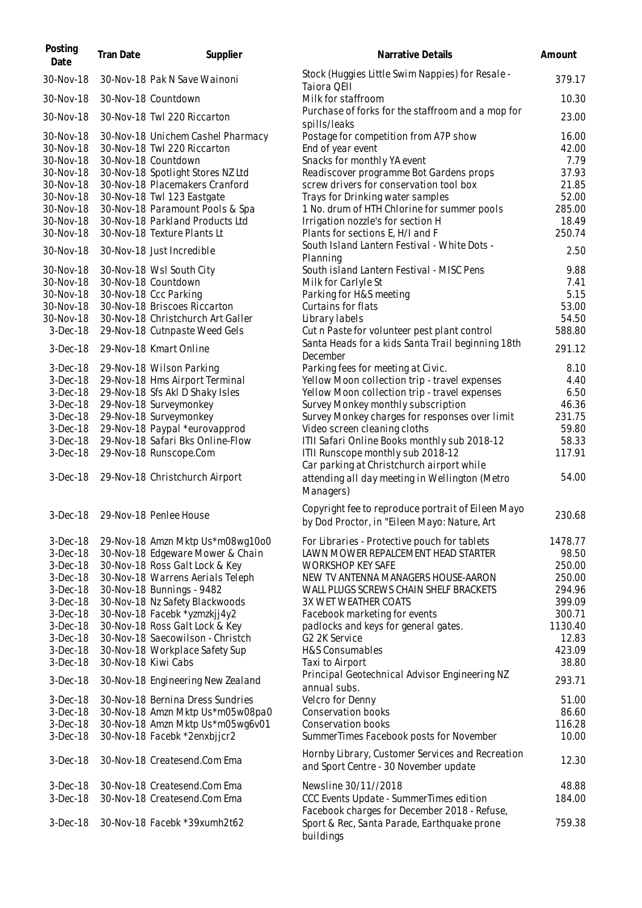| Posting Date | Tran Date | Supplier | Narrative Details | Amount |
|---|---|---|---|---|
| 30-Nov-18 | 30-Nov-18 | Pak N Save Wainoni | Stock (Huggies Little Swim Nappies) for Resale - Taiora QEII | 379.17 |
| 30-Nov-18 | 30-Nov-18 | Countdown | Milk for staffroom | 10.30 |
| 30-Nov-18 | 30-Nov-18 | Twl 220 Riccarton | Purchase of forks for the staffroom and a mop for spills/leaks | 23.00 |
| 30-Nov-18 | 30-Nov-18 | Unichem Cashel Pharmacy | Postage for competition from A7P show | 16.00 |
| 30-Nov-18 | 30-Nov-18 | Twl 220 Riccarton | End of year event | 42.00 |
| 30-Nov-18 | 30-Nov-18 | Countdown | Snacks for monthly YA event | 7.79 |
| 30-Nov-18 | 30-Nov-18 | Spotlight Stores NZ Ltd | Readiscover programme Bot Gardens props | 37.93 |
| 30-Nov-18 | 30-Nov-18 | Placemakers Cranford | screw drivers for conservation tool box | 21.85 |
| 30-Nov-18 | 30-Nov-18 | Twl 123 Eastgate | Trays for Drinking water samples | 52.00 |
| 30-Nov-18 | 30-Nov-18 | Paramount Pools & Spa | 1 No. drum of HTH Chlorine for summer pools | 285.00 |
| 30-Nov-18 | 30-Nov-18 | Parkland Products Ltd | Irrigation nozzle's for section H | 18.49 |
| 30-Nov-18 | 30-Nov-18 | Texture Plants Lt | Plants for sections E, H/I and F | 250.74 |
| 30-Nov-18 | 30-Nov-18 | Just Incredible | South Island Lantern Festival - White Dots - Planning | 2.50 |
| 30-Nov-18 | 30-Nov-18 | Wsl South City | South island Lantern Festival - MISC Pens | 9.88 |
| 30-Nov-18 | 30-Nov-18 | Countdown | Milk for Carlyle St | 7.41 |
| 30-Nov-18 | 30-Nov-18 | Ccc Parking | Parking for H&S meeting | 5.15 |
| 30-Nov-18 | 30-Nov-18 | Briscoes Riccarton | Curtains for flats | 53.00 |
| 30-Nov-18 | 30-Nov-18 | Christchurch Art Galler | Library labels | 54.50 |
| 3-Dec-18 | 29-Nov-18 | Cutnpaste Weed Gels | Cut n Paste for volunteer pest plant control | 588.80 |
| 3-Dec-18 | 29-Nov-18 | Kmart Online | Santa Heads for a kids Santa Trail beginning 18th December | 291.12 |
| 3-Dec-18 | 29-Nov-18 | Wilson Parking | Parking fees for meeting at Civic. | 8.10 |
| 3-Dec-18 | 29-Nov-18 | Hms Airport Terminal | Yellow Moon collection trip - travel expenses | 4.40 |
| 3-Dec-18 | 29-Nov-18 | Sfs Akl D Shaky Isles | Yellow Moon collection trip - travel expenses | 6.50 |
| 3-Dec-18 | 29-Nov-18 | Surveymonkey | Survey Monkey monthly subscription | 46.36 |
| 3-Dec-18 | 29-Nov-18 | Surveymonkey | Survey Monkey charges for responses over limit | 231.75 |
| 3-Dec-18 | 29-Nov-18 | Paypal *eurovapprod | Video screen cleaning cloths | 59.80 |
| 3-Dec-18 | 29-Nov-18 | Safari Bks Online-Flow | ITII Safari Online Books monthly sub 2018-12 | 58.33 |
| 3-Dec-18 | 29-Nov-18 | Runscope.Com | ITII Runscope monthly sub 2018-12 | 117.91 |
| 3-Dec-18 | 29-Nov-18 | Christchurch Airport | Car parking at Christchurch airport while attending all day meeting in Wellington (Metro Managers) | 54.00 |
| 3-Dec-18 | 29-Nov-18 | Penlee House | Copyright fee to reproduce portrait of Eileen Mayo by Dod Proctor, in "Eileen Mayo: Nature, Art | 230.68 |
| 3-Dec-18 | 29-Nov-18 | Amzn Mktp Us*m08wg10o0 | For Libraries - Protective pouch for tablets | 1478.77 |
| 3-Dec-18 | 30-Nov-18 | Edgeware Mower & Chain | LAWN MOWER REPALCEMENT HEAD STARTER | 98.50 |
| 3-Dec-18 | 30-Nov-18 | Ross Galt Lock & Key | WORKSHOP KEY SAFE | 250.00 |
| 3-Dec-18 | 30-Nov-18 | Warrens Aerials Teleph | NEW TV ANTENNA MANAGERS HOUSE-AARON | 250.00 |
| 3-Dec-18 | 30-Nov-18 | Bunnings - 9482 | WALL PLUGS SCREWS CHAIN SHELF BRACKETS | 294.96 |
| 3-Dec-18 | 30-Nov-18 | Nz Safety Blackwoods | 3X WET WEATHER COATS | 399.09 |
| 3-Dec-18 | 30-Nov-18 | Facebk *yzmzkjj4y2 | Facebook marketing for events | 300.71 |
| 3-Dec-18 | 30-Nov-18 | Ross Galt Lock & Key | padlocks and keys for general gates. | 1130.40 |
| 3-Dec-18 | 30-Nov-18 | Saecowilson - Christch | G2 2K Service | 12.83 |
| 3-Dec-18 | 30-Nov-18 | Workplace Safety Sup | H&S Consumables | 423.09 |
| 3-Dec-18 | 30-Nov-18 | Kiwi Cabs | Taxi to Airport | 38.80 |
| 3-Dec-18 | 30-Nov-18 | Engineering New Zealand | Principal Geotechnical Advisor Engineering NZ annual subs. | 293.71 |
| 3-Dec-18 | 30-Nov-18 | Bernina Dress Sundries | Velcro for Denny | 51.00 |
| 3-Dec-18 | 30-Nov-18 | Amzn Mktp Us*m05w08pa0 | Conservation books | 86.60 |
| 3-Dec-18 | 30-Nov-18 | Amzn Mktp Us*m05wg6v01 | Conservation books | 116.28 |
| 3-Dec-18 | 30-Nov-18 | Facebk *2enxbjjcr2 | SummerTimes Facebook posts for November | 10.00 |
| 3-Dec-18 | 30-Nov-18 | Createsend.Com Ema | Hornby Library, Customer Services and Recreation and Sport Centre - 30 November update | 12.30 |
| 3-Dec-18 | 30-Nov-18 | Createsend.Com Ema | Newsline 30/11//2018 | 48.88 |
| 3-Dec-18 | 30-Nov-18 | Createsend.Com Ema | CCC Events Update - SummerTimes edition | 184.00 |
| 3-Dec-18 | 30-Nov-18 | Facebk *39xumh2t62 | Facebook charges for December 2018 - Refuse, Sport & Rec, Santa Parade, Earthquake prone buildings | 759.38 |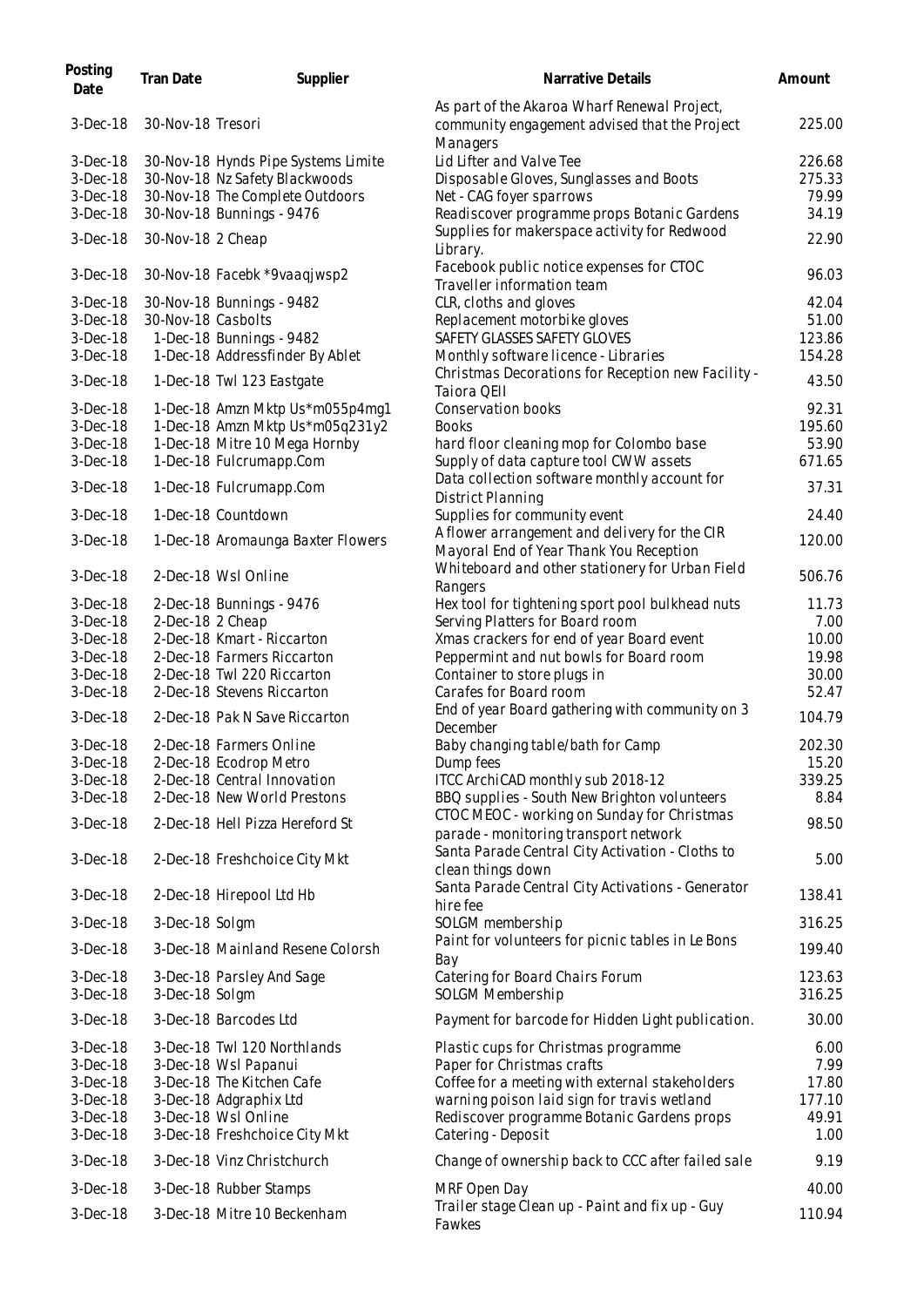| Posting Date | Tran Date | Supplier | Narrative Details | Amount |
|---|---|---|---|---|
| 3-Dec-18 | 30-Nov-18 | Tresori | As part of the Akaroa Wharf Renewal Project, community engagement advised that the Project Managers | 225.00 |
| 3-Dec-18 | 30-Nov-18 | Hynds Pipe Systems Limite | Lid Lifter and Valve Tee | 226.68 |
| 3-Dec-18 | 30-Nov-18 | Nz Safety Blackwoods | Disposable Gloves, Sunglasses and Boots | 275.33 |
| 3-Dec-18 | 30-Nov-18 | The Complete Outdoors | Net - CAG foyer sparrows | 79.99 |
| 3-Dec-18 | 30-Nov-18 | Bunnings - 9476 | Readiscover programme props Botanic Gardens | 34.19 |
| 3-Dec-18 | 30-Nov-18 | 2 Cheap | Supplies for makerspace activity for Redwood Library. | 22.90 |
| 3-Dec-18 | 30-Nov-18 | Facebk *9vaaqjwsp2 | Facebook public notice expenses for CTOC Traveller information team | 96.03 |
| 3-Dec-18 | 30-Nov-18 | Bunnings - 9482 | CLR, cloths and gloves | 42.04 |
| 3-Dec-18 | 30-Nov-18 | Casbolts | Replacement motorbike gloves | 51.00 |
| 3-Dec-18 | 1-Dec-18 | Bunnings - 9482 | SAFETY GLASSES SAFETY GLOVES | 123.86 |
| 3-Dec-18 | 1-Dec-18 | Addressfinder By Ablet | Monthly software licence - Libraries | 154.28 |
| 3-Dec-18 | 1-Dec-18 | Twl 123 Eastgate | Christmas Decorations for Reception new Facility - Taiora QEII | 43.50 |
| 3-Dec-18 | 1-Dec-18 | Amzn Mktp Us*m055p4mg1 | Conservation books | 92.31 |
| 3-Dec-18 | 1-Dec-18 | Amzn Mktp Us*m05q231y2 | Books | 195.60 |
| 3-Dec-18 | 1-Dec-18 | Mitre 10 Mega Hornby | hard floor cleaning mop for Colombo base | 53.90 |
| 3-Dec-18 | 1-Dec-18 | Fulcrumapp.Com | Supply of data capture tool CWW assets | 671.65 |
| 3-Dec-18 | 1-Dec-18 | Fulcrumapp.Com | Data collection software monthly account for District Planning | 37.31 |
| 3-Dec-18 | 1-Dec-18 | Countdown | Supplies for community event | 24.40 |
| 3-Dec-18 | 1-Dec-18 | Aromaunga Baxter Flowers | A flower arrangement and delivery for the CIR Mayoral End of Year Thank You Reception | 120.00 |
| 3-Dec-18 | 2-Dec-18 | Wsl Online | Whiteboard and other stationery for Urban Field Rangers | 506.76 |
| 3-Dec-18 | 2-Dec-18 | Bunnings - 9476 | Hex tool for tightening sport pool bulkhead nuts | 11.73 |
| 3-Dec-18 | 2-Dec-18 | 2 Cheap | Serving Platters for Board room | 7.00 |
| 3-Dec-18 | 2-Dec-18 | Kmart - Riccarton | Xmas crackers for end of year Board event | 10.00 |
| 3-Dec-18 | 2-Dec-18 | Farmers Riccarton | Peppermint and nut bowls for Board room | 19.98 |
| 3-Dec-18 | 2-Dec-18 | Twl 220 Riccarton | Container to store plugs in | 30.00 |
| 3-Dec-18 | 2-Dec-18 | Stevens Riccarton | Carafes for Board room | 52.47 |
| 3-Dec-18 | 2-Dec-18 | Pak N Save Riccarton | End of year Board gathering with community on 3 December | 104.79 |
| 3-Dec-18 | 2-Dec-18 | Farmers Online | Baby changing table/bath for Camp | 202.30 |
| 3-Dec-18 | 2-Dec-18 | Ecodrop Metro | Dump fees | 15.20 |
| 3-Dec-18 | 2-Dec-18 | Central Innovation | ITCC ArchiCAD monthly sub 2018-12 | 339.25 |
| 3-Dec-18 | 2-Dec-18 | New World Prestons | BBQ supplies - South New Brighton volunteers | 8.84 |
| 3-Dec-18 | 2-Dec-18 | Hell Pizza Hereford St | CTOC MEOC - working on Sunday for Christmas parade - monitoring transport network | 98.50 |
| 3-Dec-18 | 2-Dec-18 | Freshchoice City Mkt | Santa Parade Central City Activation - Cloths to clean things down | 5.00 |
| 3-Dec-18 | 2-Dec-18 | Hirepool Ltd Hb | Santa Parade Central City Activations - Generator hire fee | 138.41 |
| 3-Dec-18 | 3-Dec-18 | Solgm | SOLGM membership | 316.25 |
| 3-Dec-18 | 3-Dec-18 | Mainland Resene Colorsh | Paint for volunteers for picnic tables in Le Bons Bay | 199.40 |
| 3-Dec-18 | 3-Dec-18 | Parsley And Sage | Catering for Board Chairs Forum | 123.63 |
| 3-Dec-18 | 3-Dec-18 | Solgm | SOLGM Membership | 316.25 |
| 3-Dec-18 | 3-Dec-18 | Barcodes Ltd | Payment for barcode for Hidden Light publication. | 30.00 |
| 3-Dec-18 | 3-Dec-18 | Twl 120 Northlands | Plastic cups for Christmas programme | 6.00 |
| 3-Dec-18 | 3-Dec-18 | Wsl Papanui | Paper for Christmas crafts | 7.99 |
| 3-Dec-18 | 3-Dec-18 | The Kitchen Cafe | Coffee for a meeting with external stakeholders | 17.80 |
| 3-Dec-18 | 3-Dec-18 | Adgraphix Ltd | warning poison laid sign for travis wetland | 177.10 |
| 3-Dec-18 | 3-Dec-18 | Wsl Online | Rediscover programme Botanic Gardens props | 49.91 |
| 3-Dec-18 | 3-Dec-18 | Freshchoice City Mkt | Catering - Deposit | 1.00 |
| 3-Dec-18 | 3-Dec-18 | Vinz Christchurch | Change of ownership back to CCC after failed sale | 9.19 |
| 3-Dec-18 | 3-Dec-18 | Rubber Stamps | MRF Open Day | 40.00 |
| 3-Dec-18 | 3-Dec-18 | Mitre 10 Beckenham | Trailer stage Clean up - Paint and fix up - Guy Fawkes | 110.94 |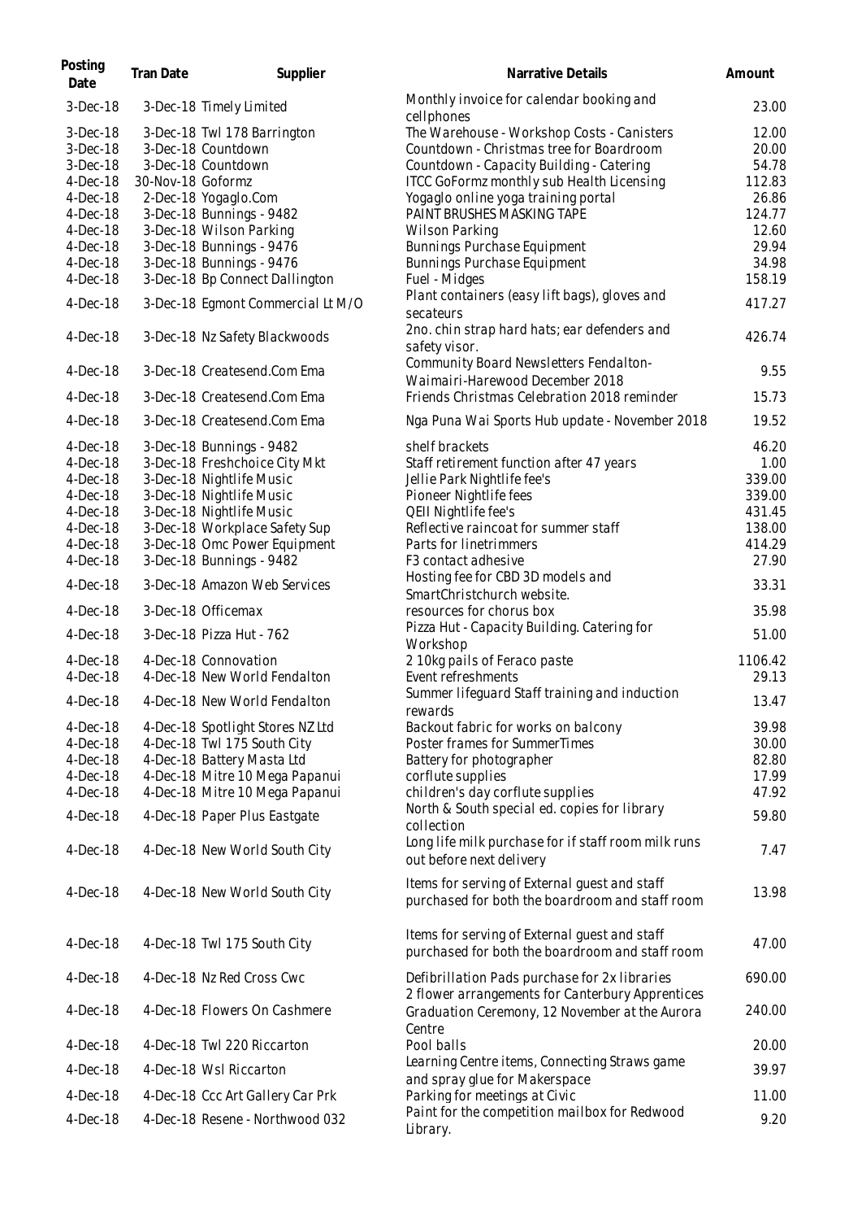| Posting Date | Tran Date | Supplier | Narrative Details | Amount |
| --- | --- | --- | --- | --- |
| 3-Dec-18 | 3-Dec-18 | Timely Limited | Monthly invoice for calendar booking and cellphones | 23.00 |
| 3-Dec-18 | 3-Dec-18 | Twl 178 Barrington | The Warehouse - Workshop Costs - Canisters | 12.00 |
| 3-Dec-18 | 3-Dec-18 | Countdown | Countdown - Christmas tree for Boardroom | 20.00 |
| 3-Dec-18 | 3-Dec-18 | Countdown | Countdown - Capacity Building - Catering | 54.78 |
| 4-Dec-18 | 30-Nov-18 | Goformz | ITCC GoFormz monthly sub Health Licensing | 112.83 |
| 4-Dec-18 | 2-Dec-18 | Yogaglo.Com | Yogaglo online yoga training portal | 26.86 |
| 4-Dec-18 | 3-Dec-18 | Bunnings - 9482 | PAINT BRUSHES MASKING TAPE | 124.77 |
| 4-Dec-18 | 3-Dec-18 | Wilson Parking | Wilson Parking | 12.60 |
| 4-Dec-18 | 3-Dec-18 | Bunnings - 9476 | Bunnings Purchase Equipment | 29.94 |
| 4-Dec-18 | 3-Dec-18 | Bunnings - 9476 | Bunnings Purchase Equipment | 34.98 |
| 4-Dec-18 | 3-Dec-18 | Bp Connect Dallington | Fuel - Midges | 158.19 |
| 4-Dec-18 | 3-Dec-18 | Egmont Commercial Lt M/O | Plant containers (easy lift bags), gloves and secateurs | 417.27 |
| 4-Dec-18 | 3-Dec-18 | Nz Safety Blackwoods | 2no. chin strap hard hats; ear defenders and safety visor. | 426.74 |
| 4-Dec-18 | 3-Dec-18 | Createsend.Com Ema | Community Board Newsletters Fendalton-Waimairi-Harewood December 2018 | 9.55 |
| 4-Dec-18 | 3-Dec-18 | Createsend.Com Ema | Friends Christmas Celebration 2018 reminder | 15.73 |
| 4-Dec-18 | 3-Dec-18 | Createsend.Com Ema | Nga Puna Wai Sports Hub update - November 2018 | 19.52 |
| 4-Dec-18 | 3-Dec-18 | Bunnings - 9482 | shelf brackets | 46.20 |
| 4-Dec-18 | 3-Dec-18 | Freshchoice City Mkt | Staff retirement function after 47 years | 1.00 |
| 4-Dec-18 | 3-Dec-18 | Nightlife Music | Jellie Park Nightlife fee's | 339.00 |
| 4-Dec-18 | 3-Dec-18 | Nightlife Music | Pioneer Nightlife fees | 339.00 |
| 4-Dec-18 | 3-Dec-18 | Nightlife Music | QEII Nightlife fee's | 431.45 |
| 4-Dec-18 | 3-Dec-18 | Workplace Safety Sup | Reflective raincoat for summer staff | 138.00 |
| 4-Dec-18 | 3-Dec-18 | Omc Power Equipment | Parts for linetrimmers | 414.29 |
| 4-Dec-18 | 3-Dec-18 | Bunnings - 9482 | F3 contact adhesive | 27.90 |
| 4-Dec-18 | 3-Dec-18 | Amazon Web Services | Hosting fee for CBD 3D models and SmartChristchurch website. | 33.31 |
| 4-Dec-18 | 3-Dec-18 | Officemax | resources for chorus box | 35.98 |
| 4-Dec-18 | 3-Dec-18 | Pizza Hut - 762 | Pizza Hut - Capacity Building. Catering for Workshop | 51.00 |
| 4-Dec-18 | 4-Dec-18 | Connovation | 2 10kg pails of Feraco paste | 1106.42 |
| 4-Dec-18 | 4-Dec-18 | New World Fendalton | Event refreshments | 29.13 |
| 4-Dec-18 | 4-Dec-18 | New World Fendalton | Summer lifeguard Staff training and induction rewards | 13.47 |
| 4-Dec-18 | 4-Dec-18 | Spotlight Stores NZ Ltd | Backout fabric for works on balcony | 39.98 |
| 4-Dec-18 | 4-Dec-18 | Twl 175 South City | Poster frames for SummerTimes | 30.00 |
| 4-Dec-18 | 4-Dec-18 | Battery Masta Ltd | Battery for photographer | 82.80 |
| 4-Dec-18 | 4-Dec-18 | Mitre 10 Mega Papanui | corflute supplies | 17.99 |
| 4-Dec-18 | 4-Dec-18 | Mitre 10 Mega Papanui | children's day corflute supplies | 47.92 |
| 4-Dec-18 | 4-Dec-18 | Paper Plus Eastgate | North & South special ed. copies for library collection | 59.80 |
| 4-Dec-18 | 4-Dec-18 | New World South City | Long life milk purchase for if staff room milk runs out before next delivery | 7.47 |
| 4-Dec-18 | 4-Dec-18 | New World South City | Items for serving of External guest and staff purchased for both the boardroom and staff room | 13.98 |
| 4-Dec-18 | 4-Dec-18 | Twl 175 South City | Items for serving of External guest and staff purchased for both the boardroom and staff room | 47.00 |
| 4-Dec-18 | 4-Dec-18 | Nz Red Cross Cwc | Defibrillation Pads purchase for 2x libraries | 690.00 |
| 4-Dec-18 | 4-Dec-18 | Flowers On Cashmere | 2 flower arrangements for Canterbury Apprentices Graduation Ceremony, 12 November at the Aurora Centre | 240.00 |
| 4-Dec-18 | 4-Dec-18 | Twl 220 Riccarton | Pool balls | 20.00 |
| 4-Dec-18 | 4-Dec-18 | Wsl Riccarton | Learning Centre items, Connecting Straws game and spray glue for Makerspace | 39.97 |
| 4-Dec-18 | 4-Dec-18 | Ccc Art Gallery Car Prk | Parking for meetings at Civic | 11.00 |
| 4-Dec-18 | 4-Dec-18 | Resene - Northwood 032 | Paint for the competition mailbox for Redwood Library. | 9.20 |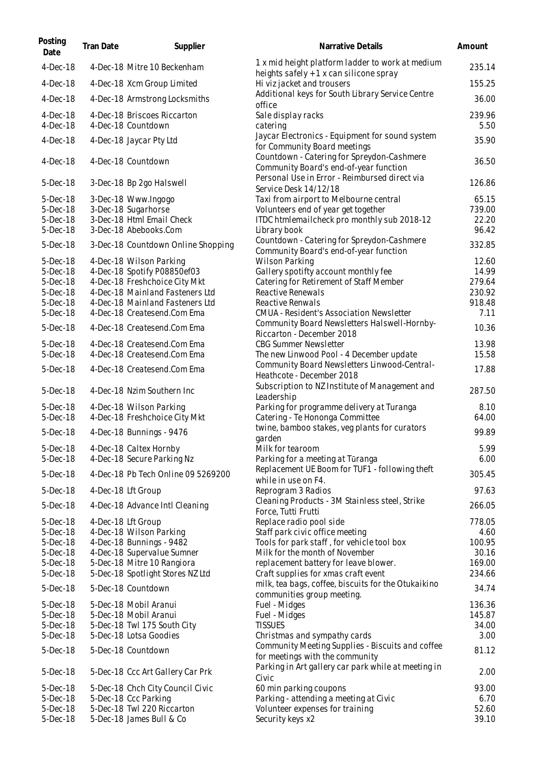| Posting Date | Tran Date | Supplier | Narrative Details | Amount |
|---|---|---|---|---|
| 4-Dec-18 | 4-Dec-18 | Mitre 10 Beckenham | 1 x mid height platform ladder to work at medium heights safely + 1 x can silicone spray | 235.14 |
| 4-Dec-18 | 4-Dec-18 | Xcm Group Limited | Hi viz jacket and trousers | 155.25 |
| 4-Dec-18 | 4-Dec-18 | Armstrong Locksmiths | Additional keys for South Library Service Centre office | 36.00 |
| 4-Dec-18 | 4-Dec-18 | Briscoes Riccarton | Sale display racks | 239.96 |
| 4-Dec-18 | 4-Dec-18 | Countdown | catering | 5.50 |
| 4-Dec-18 | 4-Dec-18 | Jaycar Pty Ltd | Jaycar Electronics - Equipment for sound system for Community Board meetings | 35.90 |
| 4-Dec-18 | 4-Dec-18 | Countdown | Countdown - Catering for Spreydon-Cashmere Community Board's end-of-year function | 36.50 |
| 5-Dec-18 | 3-Dec-18 | Bp 2go Halswell | Personal Use in Error - Reimbursed direct via Service Desk 14/12/18 | 126.86 |
| 5-Dec-18 | 3-Dec-18 | Www.Ingogo | Taxi from airport to Melbourne central | 65.15 |
| 5-Dec-18 | 3-Dec-18 | Sugarhorse | Volunteers end of year get together | 739.00 |
| 5-Dec-18 | 3-Dec-18 | Html Email Check | ITDC htmlemailcheck pro monthly sub 2018-12 | 22.20 |
| 5-Dec-18 | 3-Dec-18 | Abebooks.Com | Library book | 96.42 |
| 5-Dec-18 | 3-Dec-18 | Countdown Online Shopping | Countdown - Catering for Spreydon-Cashmere Community Board's end-of-year function | 332.85 |
| 5-Dec-18 | 4-Dec-18 | Wilson Parking | Wilson Parking | 12.60 |
| 5-Dec-18 | 4-Dec-18 | Spotify P08850ef03 | Gallery spotifty account monthly fee | 14.99 |
| 5-Dec-18 | 4-Dec-18 | Freshchoice City Mkt | Catering for Retirement of Staff Member | 279.64 |
| 5-Dec-18 | 4-Dec-18 | Mainland Fasteners Ltd | Reactive Renewals | 230.92 |
| 5-Dec-18 | 4-Dec-18 | Mainland Fasteners Ltd | Reactive Renwals | 918.48 |
| 5-Dec-18 | 4-Dec-18 | Createsend.Com Ema | CMUA - Resident's Association Newsletter | 7.11 |
| 5-Dec-18 | 4-Dec-18 | Createsend.Com Ema | Community Board Newsletters Halswell-Hornby-Riccarton - December 2018 | 10.36 |
| 5-Dec-18 | 4-Dec-18 | Createsend.Com Ema | CBG Summer Newsletter | 13.98 |
| 5-Dec-18 | 4-Dec-18 | Createsend.Com Ema | The new Linwood Pool - 4 December update | 15.58 |
| 5-Dec-18 | 4-Dec-18 | Createsend.Com Ema | Community Board Newsletters Linwood-Central-Heathcote - December 2018 | 17.88 |
| 5-Dec-18 | 4-Dec-18 | Nzim Southern Inc | Subscription to NZ Institute of Management and Leadership | 287.50 |
| 5-Dec-18 | 4-Dec-18 | Wilson Parking | Parking for programme delivery at Turanga | 8.10 |
| 5-Dec-18 | 4-Dec-18 | Freshchoice City Mkt | Catering - Te Hononga Committee | 64.00 |
| 5-Dec-18 | 4-Dec-18 | Bunnings - 9476 | twine, bamboo stakes, veg plants for curators garden | 99.89 |
| 5-Dec-18 | 4-Dec-18 | Caltex Hornby | Milk for tearoom | 5.99 |
| 5-Dec-18 | 4-Dec-18 | Secure Parking Nz | Parking for a meeting at Tūranga | 6.00 |
| 5-Dec-18 | 4-Dec-18 | Pb Tech Online 09 5269200 | Replacement UE Boom for TUF1 - following theft while in use on F4. | 305.45 |
| 5-Dec-18 | 4-Dec-18 | Lft Group | Reprogram 3 Radios | 97.63 |
| 5-Dec-18 | 4-Dec-18 | Advance Intl Cleaning | Cleaning Products - 3M Stainless steel, Strike Force, Tutti Frutti | 266.05 |
| 5-Dec-18 | 4-Dec-18 | Lft Group | Replace radio pool side | 778.05 |
| 5-Dec-18 | 4-Dec-18 | Wilson Parking | Staff park civic office meeting | 4.60 |
| 5-Dec-18 | 4-Dec-18 | Bunnings - 9482 | Tools for park staff , for vehicle tool box | 100.95 |
| 5-Dec-18 | 4-Dec-18 | Supervalue Sumner | Milk for the month of November | 30.16 |
| 5-Dec-18 | 5-Dec-18 | Mitre 10 Rangiora | replacement battery for leave blower. | 169.00 |
| 5-Dec-18 | 5-Dec-18 | Spotlight Stores NZ Ltd | Craft supplies for xmas craft event | 234.66 |
| 5-Dec-18 | 5-Dec-18 | Countdown | milk, tea bags, coffee, biscuits for the Otukaikino communities group meeting. | 34.74 |
| 5-Dec-18 | 5-Dec-18 | Mobil Aranui | Fuel - Midges | 136.36 |
| 5-Dec-18 | 5-Dec-18 | Mobil Aranui | Fuel - Midges | 145.87 |
| 5-Dec-18 | 5-Dec-18 | Twl 175 South City | TISSUES | 34.00 |
| 5-Dec-18 | 5-Dec-18 | Lotsa Goodies | Christmas and sympathy cards | 3.00 |
| 5-Dec-18 | 5-Dec-18 | Countdown | Community Meeting Supplies - Biscuits and coffee for meetings with the community | 81.12 |
| 5-Dec-18 | 5-Dec-18 | Ccc Art Gallery Car Prk | Parking in Art gallery car park while at meeting in Civic | 2.00 |
| 5-Dec-18 | 5-Dec-18 | Chch City Council Civic | 60 min parking coupons | 93.00 |
| 5-Dec-18 | 5-Dec-18 | Ccc Parking | Parking - attending a meeting at Civic | 6.70 |
| 5-Dec-18 | 5-Dec-18 | Twl 220 Riccarton | Volunteer expenses for training | 52.60 |
| 5-Dec-18 | 5-Dec-18 | James Bull & Co | Security keys x2 | 39.10 |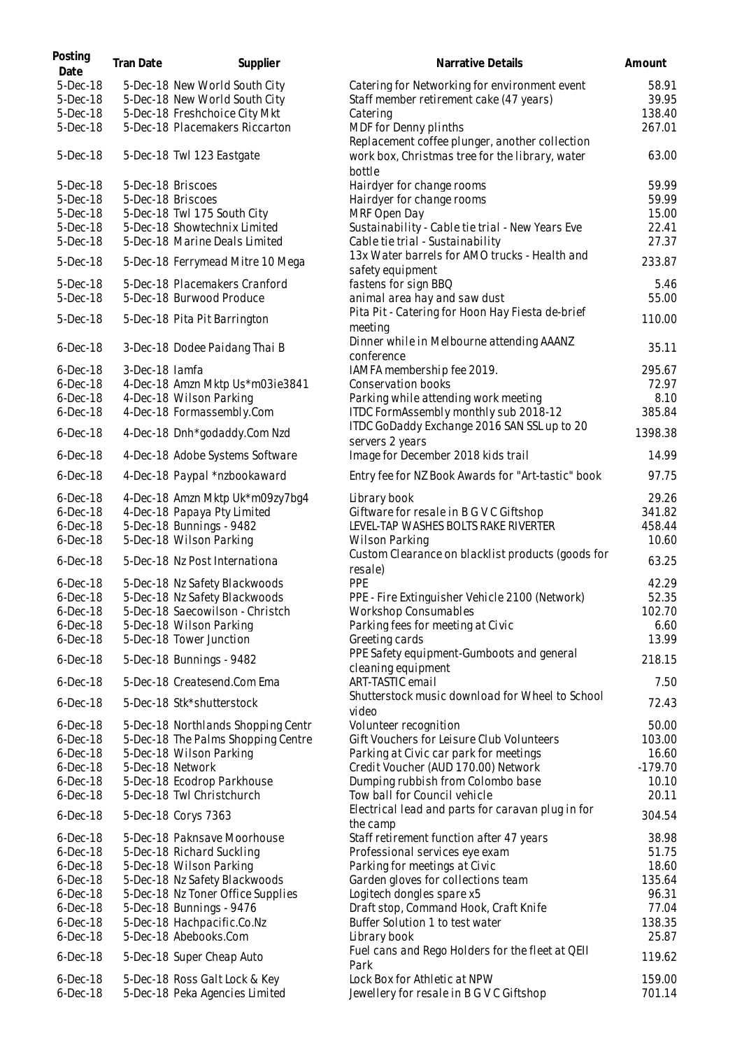| Posting Date | Tran Date | Supplier | Narrative Details | Amount |
|---|---|---|---|---|
| 5-Dec-18 | 5-Dec-18 | New World South City | Catering for Networking for environment event | 58.91 |
| 5-Dec-18 | 5-Dec-18 | New World South City | Staff member retirement cake (47 years) | 39.95 |
| 5-Dec-18 | 5-Dec-18 | Freshchoice City Mkt | Catering | 138.40 |
| 5-Dec-18 | 5-Dec-18 | Placemakers Riccarton | MDF for Denny plinths | 267.01 |
| 5-Dec-18 | 5-Dec-18 | Twl 123 Eastgate | Replacement coffee plunger, another collection work box, Christmas tree for the library, water bottle | 63.00 |
| 5-Dec-18 | 5-Dec-18 | Briscoes | Hairdyer for change rooms | 59.99 |
| 5-Dec-18 | 5-Dec-18 | Briscoes | Hairdyer for change rooms | 59.99 |
| 5-Dec-18 | 5-Dec-18 | Twl 175 South City | MRF Open Day | 15.00 |
| 5-Dec-18 | 5-Dec-18 | Showtechnix Limited | Sustainability - Cable tie trial - New Years Eve | 22.41 |
| 5-Dec-18 | 5-Dec-18 | Marine Deals Limited | Cable tie trial - Sustainability | 27.37 |
| 5-Dec-18 | 5-Dec-18 | Ferrymead Mitre 10 Mega | 13x Water barrels for AMO trucks - Health and safety equipment | 233.87 |
| 5-Dec-18 | 5-Dec-18 | Placemakers Cranford | fastens for sign BBQ | 5.46 |
| 5-Dec-18 | 5-Dec-18 | Burwood Produce | animal area hay and saw dust | 55.00 |
| 5-Dec-18 | 5-Dec-18 | Pita Pit Barrington | Pita Pit - Catering for Hoon Hay Fiesta de-brief meeting | 110.00 |
| 6-Dec-18 | 3-Dec-18 | Dodee Paidang Thai B | Dinner while in Melbourne attending AAANZ conference | 35.11 |
| 6-Dec-18 | 3-Dec-18 | Iamfa | IAMFA membership fee 2019. | 295.67 |
| 6-Dec-18 | 4-Dec-18 | Amzn Mktp Us*m03ie3841 | Conservation books | 72.97 |
| 6-Dec-18 | 4-Dec-18 | Wilson Parking | Parking while attending work meeting | 8.10 |
| 6-Dec-18 | 4-Dec-18 | Formassembly.Com | ITDC FormAssembly monthly sub 2018-12 | 385.84 |
| 6-Dec-18 | 4-Dec-18 | Dnh*godaddy.Com Nzd | ITDC GoDaddy Exchange 2016 SAN SSL up to 20 servers 2 years | 1398.38 |
| 6-Dec-18 | 4-Dec-18 | Adobe Systems Software | Image for December 2018 kids trail | 14.99 |
| 6-Dec-18 | 4-Dec-18 | Paypal *nzbookaward | Entry fee for NZ Book Awards for "Art-tastic" book | 97.75 |
| 6-Dec-18 | 4-Dec-18 | Amzn Mktp Uk*m09zy7bg4 | Library book | 29.26 |
| 6-Dec-18 | 4-Dec-18 | Papaya Pty Limited | Giftware for resale in B G V C Giftshop | 341.82 |
| 6-Dec-18 | 5-Dec-18 | Bunnings - 9482 | LEVEL-TAP WASHES BOLTS RAKE RIVERTER | 458.44 |
| 6-Dec-18 | 5-Dec-18 | Wilson Parking | Wilson Parking | 10.60 |
| 6-Dec-18 | 5-Dec-18 | Nz Post Internationa | Custom Clearance on blacklist products (goods for resale) | 63.25 |
| 6-Dec-18 | 5-Dec-18 | Nz Safety Blackwoods | PPE | 42.29 |
| 6-Dec-18 | 5-Dec-18 | Nz Safety Blackwoods | PPE - Fire Extinguisher Vehicle 2100 (Network) | 52.35 |
| 6-Dec-18 | 5-Dec-18 | Saecowilson - Christch | Workshop Consumables | 102.70 |
| 6-Dec-18 | 5-Dec-18 | Wilson Parking | Parking fees for meeting at Civic | 6.60 |
| 6-Dec-18 | 5-Dec-18 | Tower Junction | Greeting cards | 13.99 |
| 6-Dec-18 | 5-Dec-18 | Bunnings - 9482 | PPE Safety equipment-Gumboots and general cleaning equipment | 218.15 |
| 6-Dec-18 | 5-Dec-18 | Createsend.Com Ema | ART-TASTIC email | 7.50 |
| 6-Dec-18 | 5-Dec-18 | Stk*shutterstock | Shutterstock music download for Wheel to School video | 72.43 |
| 6-Dec-18 | 5-Dec-18 | Northlands Shopping Centr | Volunteer recognition | 50.00 |
| 6-Dec-18 | 5-Dec-18 | The Palms Shopping Centre | Gift Vouchers for Leisure Club Volunteers | 103.00 |
| 6-Dec-18 | 5-Dec-18 | Wilson Parking | Parking at Civic car park for meetings | 16.60 |
| 6-Dec-18 | 5-Dec-18 | Network | Credit Voucher (AUD 170.00) Network | -179.70 |
| 6-Dec-18 | 5-Dec-18 | Ecodrop Parkhouse | Dumping rubbish from Colombo base | 10.10 |
| 6-Dec-18 | 5-Dec-18 | Twl Christchurch | Tow ball for Council vehicle | 20.11 |
| 6-Dec-18 | 5-Dec-18 | Corys 7363 | Electrical lead and parts for caravan plug in for the camp | 304.54 |
| 6-Dec-18 | 5-Dec-18 | Paknsave Moorhouse | Staff retirement function after 47 years | 38.98 |
| 6-Dec-18 | 5-Dec-18 | Richard Suckling | Professional services eye exam | 51.75 |
| 6-Dec-18 | 5-Dec-18 | Wilson Parking | Parking for meetings at Civic | 18.60 |
| 6-Dec-18 | 5-Dec-18 | Nz Safety Blackwoods | Garden gloves for collections team | 135.64 |
| 6-Dec-18 | 5-Dec-18 | Nz Toner Office Supplies | Logitech dongles spare x5 | 96.31 |
| 6-Dec-18 | 5-Dec-18 | Bunnings - 9476 | Draft stop, Command Hook, Craft Knife | 77.04 |
| 6-Dec-18 | 5-Dec-18 | Hachpacific.Co.Nz | Buffer Solution 1 to test water | 138.35 |
| 6-Dec-18 | 5-Dec-18 | Abebooks.Com | Library book | 25.87 |
| 6-Dec-18 | 5-Dec-18 | Super Cheap Auto | Fuel cans and Rego Holders for the fleet at QEII Park | 119.62 |
| 6-Dec-18 | 5-Dec-18 | Ross Galt Lock & Key | Lock Box for Athletic at NPW | 159.00 |
| 6-Dec-18 | 5-Dec-18 | Peka Agencies Limited | Jewellery for resale in B G V C Giftshop | 701.14 |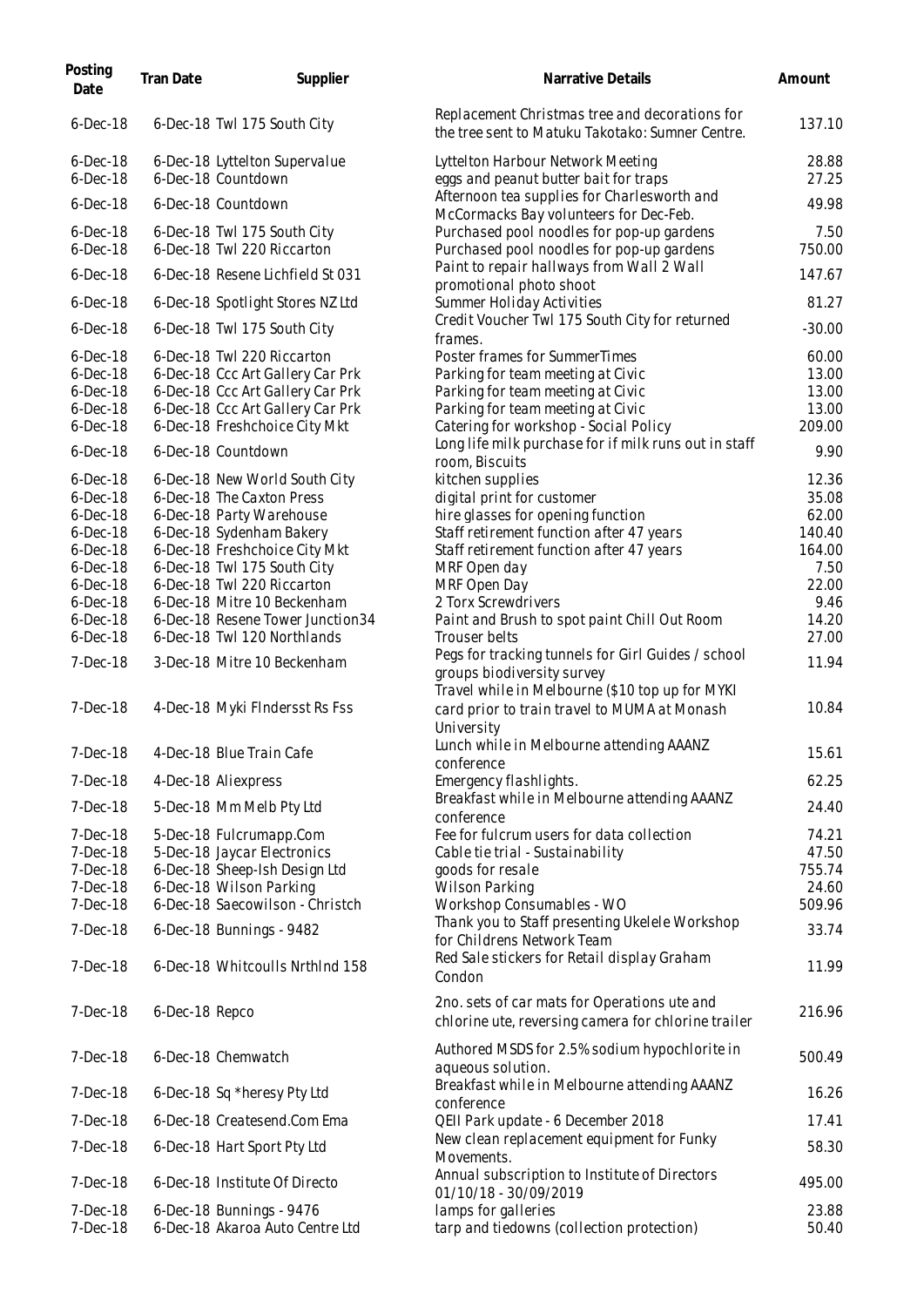| Posting Date | Tran Date | Supplier | Narrative Details | Amount |
|---|---|---|---|---|
| 6-Dec-18 | 6-Dec-18 | Twl 175 South City | Replacement Christmas tree and decorations for the tree sent to Matuku Takotako: Sumner Centre. | 137.10 |
| 6-Dec-18 | 6-Dec-18 | Lyttelton Supervalue | Lyttelton Harbour Network Meeting | 28.88 |
| 6-Dec-18 | 6-Dec-18 | Countdown | eggs and peanut butter bait for traps | 27.25 |
| 6-Dec-18 | 6-Dec-18 | Countdown | Afternoon tea supplies for Charlesworth and McCormacks Bay volunteers for Dec-Feb. | 49.98 |
| 6-Dec-18 | 6-Dec-18 | Twl 175 South City | Purchased pool noodles for pop-up gardens | 7.50 |
| 6-Dec-18 | 6-Dec-18 | Twl 220 Riccarton | Purchased pool noodles for pop-up gardens | 750.00 |
| 6-Dec-18 | 6-Dec-18 | Resene Lichfield St 031 | Paint to repair hallways from Wall 2 Wall promotional photo shoot | 147.67 |
| 6-Dec-18 | 6-Dec-18 | Spotlight Stores NZ Ltd | Summer Holiday Activities | 81.27 |
| 6-Dec-18 | 6-Dec-18 | Twl 175 South City | Credit Voucher Twl 175 South City for returned frames. | -30.00 |
| 6-Dec-18 | 6-Dec-18 | Twl 220 Riccarton | Poster frames for SummerTimes | 60.00 |
| 6-Dec-18 | 6-Dec-18 | Ccc Art Gallery Car Prk | Parking for team meeting at Civic | 13.00 |
| 6-Dec-18 | 6-Dec-18 | Ccc Art Gallery Car Prk | Parking for team meeting at Civic | 13.00 |
| 6-Dec-18 | 6-Dec-18 | Ccc Art Gallery Car Prk | Parking for team meeting at Civic | 13.00 |
| 6-Dec-18 | 6-Dec-18 | Freshchoice City Mkt | Catering for workshop - Social Policy | 209.00 |
| 6-Dec-18 | 6-Dec-18 | Countdown | Long life milk purchase for if milk runs out in staff room, Biscuits | 9.90 |
| 6-Dec-18 | 6-Dec-18 | New World South City | kitchen supplies | 12.36 |
| 6-Dec-18 | 6-Dec-18 | The Caxton Press | digital print for customer | 35.08 |
| 6-Dec-18 | 6-Dec-18 | Party Warehouse | hire glasses for opening function | 62.00 |
| 6-Dec-18 | 6-Dec-18 | Sydenham Bakery | Staff retirement function after 47 years | 140.40 |
| 6-Dec-18 | 6-Dec-18 | Freshchoice City Mkt | Staff retirement function after 47 years | 164.00 |
| 6-Dec-18 | 6-Dec-18 | Twl 175 South City | MRF Open day | 7.50 |
| 6-Dec-18 | 6-Dec-18 | Twl 220 Riccarton | MRF Open Day | 22.00 |
| 6-Dec-18 | 6-Dec-18 | Mitre 10 Beckenham | 2 Torx Screwdrivers | 9.46 |
| 6-Dec-18 | 6-Dec-18 | Resene Tower Junction34 | Paint and Brush to spot paint Chill Out Room | 14.20 |
| 6-Dec-18 | 6-Dec-18 | Twl 120 Northlands | Trouser belts | 27.00 |
| 7-Dec-18 | 3-Dec-18 | Mitre 10 Beckenham | Pegs for tracking tunnels for Girl Guides / school groups biodiversity survey | 11.94 |
| 7-Dec-18 | 4-Dec-18 | Myki FIndersst Rs Fss | Travel while in Melbourne ($10 top up for MYKI card prior to train travel to MUMA at Monash University | 10.84 |
| 7-Dec-18 | 4-Dec-18 | Blue Train Cafe | Lunch while in Melbourne attending AAANZ conference | 15.61 |
| 7-Dec-18 | 4-Dec-18 | Aliexpress | Emergency flashlights. | 62.25 |
| 7-Dec-18 | 5-Dec-18 | Mm Melb Pty Ltd | Breakfast while in Melbourne attending AAANZ conference | 24.40 |
| 7-Dec-18 | 5-Dec-18 | Fulcrumapp.Com | Fee for fulcrum users for data collection | 74.21 |
| 7-Dec-18 | 5-Dec-18 | Jaycar Electronics | Cable tie trial - Sustainability | 47.50 |
| 7-Dec-18 | 6-Dec-18 | Sheep-Ish Design Ltd | goods for resale | 755.74 |
| 7-Dec-18 | 6-Dec-18 | Wilson Parking | Wilson Parking | 24.60 |
| 7-Dec-18 | 6-Dec-18 | Saecowilson - Christch | Workshop Consumables - WO | 509.96 |
| 7-Dec-18 | 6-Dec-18 | Bunnings - 9482 | Thank you to Staff presenting Ukelele Workshop for Childrens Network Team | 33.74 |
| 7-Dec-18 | 6-Dec-18 | Whitcoulls Nrthlnd 158 | Red Sale stickers for Retail display Graham Condon | 11.99 |
| 7-Dec-18 | 6-Dec-18 | Repco | 2no. sets of car mats for Operations ute and chlorine ute, reversing camera for chlorine trailer | 216.96 |
| 7-Dec-18 | 6-Dec-18 | Chemwatch | Authored MSDS for 2.5% sodium hypochlorite in aqueous solution. | 500.49 |
| 7-Dec-18 | 6-Dec-18 | Sq *heresy Pty Ltd | Breakfast while in Melbourne attending AAANZ conference | 16.26 |
| 7-Dec-18 | 6-Dec-18 | Createsend.Com Ema | QEII Park update - 6 December 2018 | 17.41 |
| 7-Dec-18 | 6-Dec-18 | Hart Sport Pty Ltd | New clean replacement equipment for Funky Movements. | 58.30 |
| 7-Dec-18 | 6-Dec-18 | Institute Of Directo | Annual subscription to Institute of Directors 01/10/18 - 30/09/2019 | 495.00 |
| 7-Dec-18 | 6-Dec-18 | Bunnings - 9476 | lamps for galleries | 23.88 |
| 7-Dec-18 | 6-Dec-18 | Akaroa Auto Centre Ltd | tarp and tiedowns (collection protection) | 50.40 |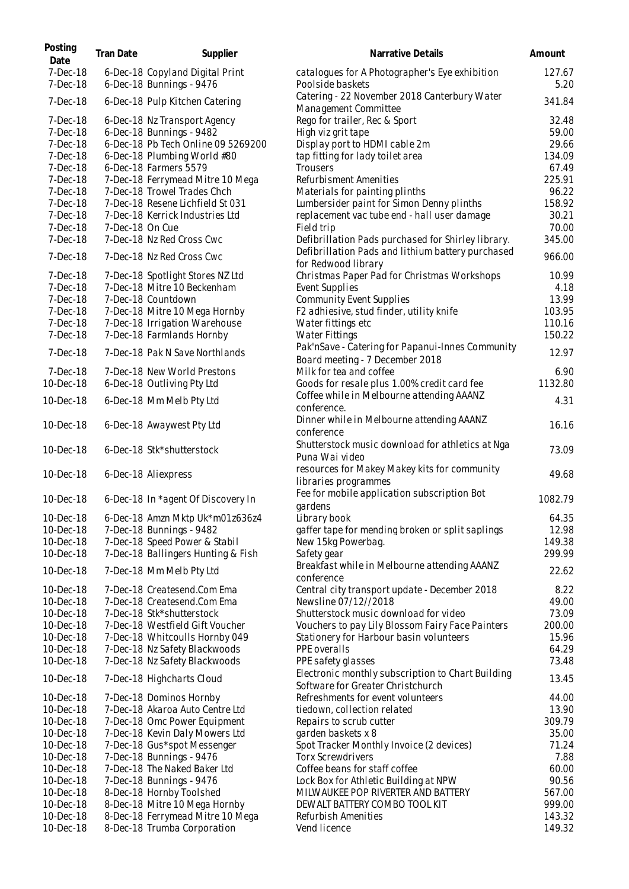| Posting Date | Tran Date | Supplier | Narrative Details | Amount |
|---|---|---|---|---|
| 7-Dec-18 | 6-Dec-18 | Copyland Digital Print | catalogues for A Photographer's Eye exhibition | 127.67 |
| 7-Dec-18 | 6-Dec-18 | Bunnings - 9476 | Poolside baskets | 5.20 |
| 7-Dec-18 | 6-Dec-18 | Pulp Kitchen Catering | Catering - 22 November 2018 Canterbury Water Management Committee | 341.84 |
| 7-Dec-18 | 6-Dec-18 | Nz Transport Agency | Rego for trailer, Rec & Sport | 32.48 |
| 7-Dec-18 | 6-Dec-18 | Bunnings - 9482 | High viz grit tape | 59.00 |
| 7-Dec-18 | 6-Dec-18 | Pb Tech Online 09 5269200 | Display port to HDMI cable 2m | 29.66 |
| 7-Dec-18 | 6-Dec-18 | Plumbing World #80 | tap fitting for lady toilet area | 134.09 |
| 7-Dec-18 | 6-Dec-18 | Farmers 5579 | Trousers | 67.49 |
| 7-Dec-18 | 7-Dec-18 | Ferrymead Mitre 10 Mega | Refurbisment Amenities | 225.91 |
| 7-Dec-18 | 7-Dec-18 | Trowel Trades Chch | Materials for painting plinths | 96.22 |
| 7-Dec-18 | 7-Dec-18 | Resene Lichfield St 031 | Lumbersider paint for Simon Denny plinths | 158.92 |
| 7-Dec-18 | 7-Dec-18 | Kerrick Industries Ltd | replacement vac tube end - hall user damage | 30.21 |
| 7-Dec-18 | 7-Dec-18 | On Cue | Field trip | 70.00 |
| 7-Dec-18 | 7-Dec-18 | Nz Red Cross Cwc | Defibrillation Pads purchased for Shirley library. | 345.00 |
| 7-Dec-18 | 7-Dec-18 | Nz Red Cross Cwc | Defibrillation Pads and lithium battery purchased for Redwood library | 966.00 |
| 7-Dec-18 | 7-Dec-18 | Spotlight Stores NZ Ltd | Christmas Paper Pad for Christmas Workshops | 10.99 |
| 7-Dec-18 | 7-Dec-18 | Mitre 10 Beckenham | Event Supplies | 4.18 |
| 7-Dec-18 | 7-Dec-18 | Countdown | Community Event Supplies | 13.99 |
| 7-Dec-18 | 7-Dec-18 | Mitre 10 Mega Hornby | F2 adhiesive, stud finder, utility knife | 103.95 |
| 7-Dec-18 | 7-Dec-18 | Irrigation Warehouse | Water fittings etc | 110.16 |
| 7-Dec-18 | 7-Dec-18 | Farmlands Hornby | Water Fittings | 150.22 |
| 7-Dec-18 | 7-Dec-18 | Pak N Save Northlands | Pak'nSave - Catering for Papanui-Innes Community Board meeting - 7 December 2018 | 12.97 |
| 7-Dec-18 | 7-Dec-18 | New World Prestons | Milk for tea and coffee | 6.90 |
| 10-Dec-18 | 6-Dec-18 | Outliving Pty Ltd | Goods for resale plus 1.00% credit card fee | 1132.80 |
| 10-Dec-18 | 6-Dec-18 | Mm Melb Pty Ltd | Coffee while in Melbourne attending AAANZ conference. | 4.31 |
| 10-Dec-18 | 6-Dec-18 | Awaywest Pty Ltd | Dinner while in Melbourne attending AAANZ conference | 16.16 |
| 10-Dec-18 | 6-Dec-18 | Stk*shutterstock | Shutterstock music download for athletics at Nga Puna Wai video | 73.09 |
| 10-Dec-18 | 6-Dec-18 | Aliexpress | resources for Makey Makey kits for community libraries programmes | 49.68 |
| 10-Dec-18 | 6-Dec-18 | In *agent Of Discovery In | Fee for mobile application subscription Bot gardens | 1082.79 |
| 10-Dec-18 | 6-Dec-18 | Amzn Mktp Uk*m01z636z4 | Library book | 64.35 |
| 10-Dec-18 | 7-Dec-18 | Bunnings - 9482 | gaffer tape for mending broken or split saplings | 12.98 |
| 10-Dec-18 | 7-Dec-18 | Speed Power & Stabil | New 15kg Powerbag. | 149.38 |
| 10-Dec-18 | 7-Dec-18 | Ballingers Hunting & Fish | Safety gear | 299.99 |
| 10-Dec-18 | 7-Dec-18 | Mm Melb Pty Ltd | Breakfast while in Melbourne attending AAANZ conference | 22.62 |
| 10-Dec-18 | 7-Dec-18 | Createsend.Com Ema | Central city transport update - December 2018 | 8.22 |
| 10-Dec-18 | 7-Dec-18 | Createsend.Com Ema | Newsline 07/12//2018 | 49.00 |
| 10-Dec-18 | 7-Dec-18 | Stk*shutterstock | Shutterstock music download for video | 73.09 |
| 10-Dec-18 | 7-Dec-18 | Westfield Gift Voucher | Vouchers to pay Lily Blossom Fairy Face Painters | 200.00 |
| 10-Dec-18 | 7-Dec-18 | Whitcoulls Hornby 049 | Stationery for Harbour basin volunteers | 15.96 |
| 10-Dec-18 | 7-Dec-18 | Nz Safety Blackwoods | PPE overalls | 64.29 |
| 10-Dec-18 | 7-Dec-18 | Nz Safety Blackwoods | PPE safety glasses | 73.48 |
| 10-Dec-18 | 7-Dec-18 | Highcharts Cloud | Electronic monthly subscription to Chart Building Software for Greater Christchurch | 13.45 |
| 10-Dec-18 | 7-Dec-18 | Dominos Hornby | Refreshments for event volunteers | 44.00 |
| 10-Dec-18 | 7-Dec-18 | Akaroa Auto Centre Ltd | tiedown, collection related | 13.90 |
| 10-Dec-18 | 7-Dec-18 | Omc Power Equipment | Repairs to scrub cutter | 309.79 |
| 10-Dec-18 | 7-Dec-18 | Kevin Daly Mowers Ltd | garden baskets x 8 | 35.00 |
| 10-Dec-18 | 7-Dec-18 | Gus*spot Messenger | Spot Tracker Monthly Invoice (2 devices) | 71.24 |
| 10-Dec-18 | 7-Dec-18 | Bunnings - 9476 | Torx Screwdrivers | 7.88 |
| 10-Dec-18 | 7-Dec-18 | The Naked Baker Ltd | Coffee beans for staff coffee | 60.00 |
| 10-Dec-18 | 7-Dec-18 | Bunnings - 9476 | Lock Box for Athletic Building at NPW | 90.56 |
| 10-Dec-18 | 8-Dec-18 | Hornby Toolshed | MILWAUKEE POP RIVERTER AND BATTERY | 567.00 |
| 10-Dec-18 | 8-Dec-18 | Mitre 10 Mega Hornby | DEWALT BATTERY COMBO TOOL KIT | 999.00 |
| 10-Dec-18 | 8-Dec-18 | Ferrymead Mitre 10 Mega | Refurbish Amenities | 143.32 |
| 10-Dec-18 | 8-Dec-18 | Trumba Corporation | Vend licence | 149.32 |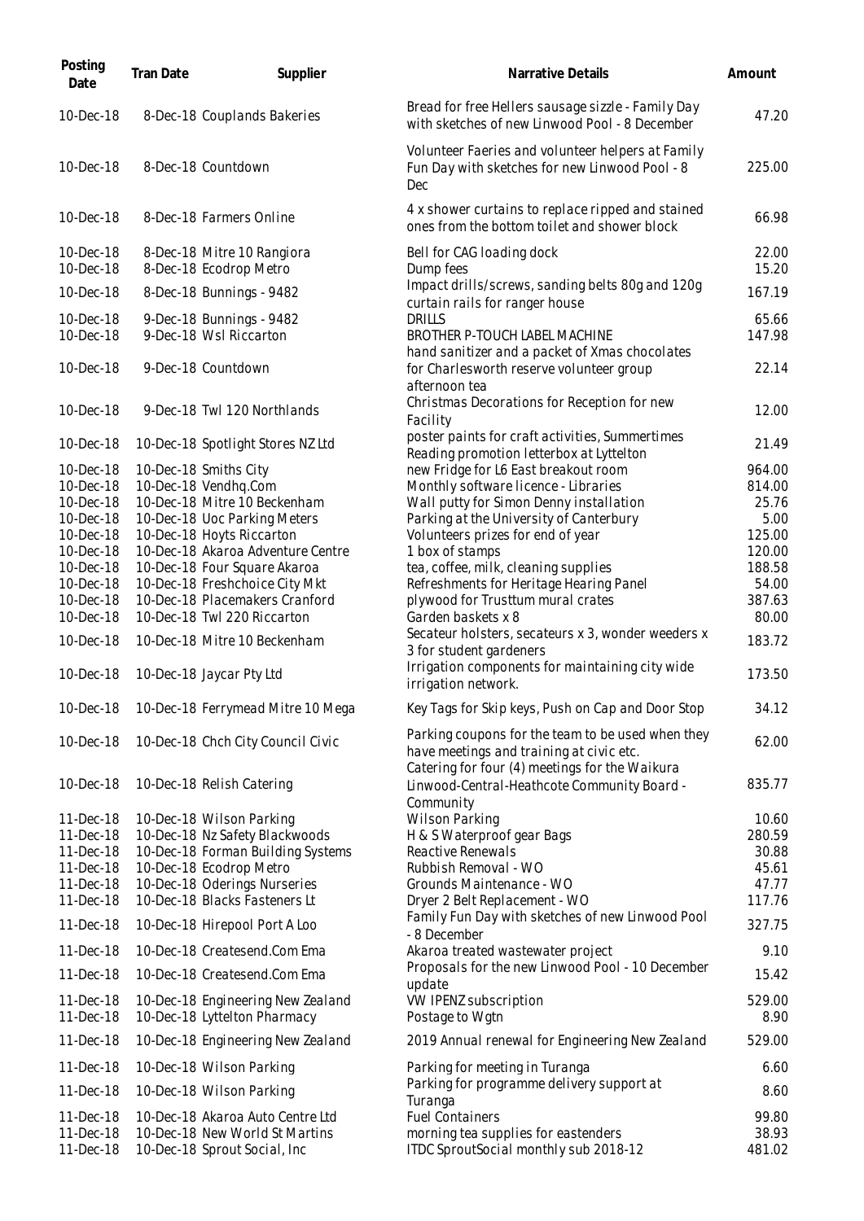| Posting Date | Tran Date | Supplier | Narrative Details | Amount |
|---|---|---|---|---|
| 10-Dec-18 | 8-Dec-18 | Couplands Bakeries | Bread for free Hellers sausage sizzle - Family Day with sketches of new Linwood Pool - 8 December | 47.20 |
| 10-Dec-18 | 8-Dec-18 | Countdown | Volunteer Faeries and volunteer helpers at Family Fun Day with sketches for new Linwood Pool - 8 Dec | 225.00 |
| 10-Dec-18 | 8-Dec-18 | Farmers Online | 4 x shower curtains to replace ripped and stained ones from the bottom toilet and shower block | 66.98 |
| 10-Dec-18 | 8-Dec-18 | Mitre 10 Rangiora | Bell for CAG loading dock | 22.00 |
| 10-Dec-18 | 8-Dec-18 | Ecodrop Metro | Dump fees | 15.20 |
| 10-Dec-18 | 8-Dec-18 | Bunnings - 9482 | Impact drills/screws, sanding belts 80g and 120g curtain rails for ranger house | 167.19 |
| 10-Dec-18 | 9-Dec-18 | Bunnings - 9482 | DRILLS | 65.66 |
| 10-Dec-18 | 9-Dec-18 | Wsl Riccarton | BROTHER P-TOUCH LABEL MACHINE | 147.98 |
| 10-Dec-18 | 9-Dec-18 | Countdown | hand sanitizer and a packet of Xmas chocolates for Charlesworth reserve volunteer group afternoon tea | 22.14 |
| 10-Dec-18 | 9-Dec-18 | Twl 120 Northlands | Christmas Decorations for Reception for new Facility | 12.00 |
| 10-Dec-18 | 10-Dec-18 | Spotlight Stores NZ Ltd | poster paints for craft activities, Summertimes Reading promotion letterbox at Lyttelton | 21.49 |
| 10-Dec-18 | 10-Dec-18 | Smiths City | new Fridge for L6 East breakout room | 964.00 |
| 10-Dec-18 | 10-Dec-18 | Vendhq.Com | Monthly software licence - Libraries | 814.00 |
| 10-Dec-18 | 10-Dec-18 | Mitre 10 Beckenham | Wall putty for Simon Denny installation | 25.76 |
| 10-Dec-18 | 10-Dec-18 | Uoc Parking Meters | Parking at the University of Canterbury | 5.00 |
| 10-Dec-18 | 10-Dec-18 | Hoyts Riccarton | Volunteers prizes for end of year | 125.00 |
| 10-Dec-18 | 10-Dec-18 | Akaroa Adventure Centre | 1 box of stamps | 120.00 |
| 10-Dec-18 | 10-Dec-18 | Four Square Akaroa | tea, coffee, milk, cleaning supplies | 188.58 |
| 10-Dec-18 | 10-Dec-18 | Freshchoice City Mkt | Refreshments for Heritage Hearing Panel | 54.00 |
| 10-Dec-18 | 10-Dec-18 | Placemakers Cranford | plywood for Trusttum mural crates | 387.63 |
| 10-Dec-18 | 10-Dec-18 | Twl 220 Riccarton | Garden baskets x 8 | 80.00 |
| 10-Dec-18 | 10-Dec-18 | Mitre 10 Beckenham | Secateur holsters, secateurs x 3, wonder weeders x 3 for student gardeners | 183.72 |
| 10-Dec-18 | 10-Dec-18 | Jaycar Pty Ltd | Irrigation components for maintaining city wide irrigation network. | 173.50 |
| 10-Dec-18 | 10-Dec-18 | Ferrymead Mitre 10 Mega | Key Tags for Skip keys, Push on Cap and Door Stop | 34.12 |
| 10-Dec-18 | 10-Dec-18 | Chch City Council Civic | Parking coupons for the team to be used when they have meetings and training at civic etc. | 62.00 |
| 10-Dec-18 | 10-Dec-18 | Relish Catering | Catering for four (4) meetings for the Waikura Linwood-Central-Heathcote Community Board - Community | 835.77 |
| 11-Dec-18 | 10-Dec-18 | Wilson Parking | Wilson Parking | 10.60 |
| 11-Dec-18 | 10-Dec-18 | Nz Safety Blackwoods | H & S Waterproof gear Bags | 280.59 |
| 11-Dec-18 | 10-Dec-18 | Forman Building Systems | Reactive Renewals | 30.88 |
| 11-Dec-18 | 10-Dec-18 | Ecodrop Metro | Rubbish Removal - WO | 45.61 |
| 11-Dec-18 | 10-Dec-18 | Oderings Nurseries | Grounds Maintenance - WO | 47.77 |
| 11-Dec-18 | 10-Dec-18 | Blacks Fasteners Lt | Dryer 2 Belt Replacement - WO | 117.76 |
| 11-Dec-18 | 10-Dec-18 | Hirepool Port A Loo | Family Fun Day with sketches of new Linwood Pool - 8 December | 327.75 |
| 11-Dec-18 | 10-Dec-18 | Createsend.Com Ema | Akaroa treated wastewater project | 9.10 |
| 11-Dec-18 | 10-Dec-18 | Createsend.Com Ema | Proposals for the new Linwood Pool - 10 December update | 15.42 |
| 11-Dec-18 | 10-Dec-18 | Engineering New Zealand | VW IPENZ subscription | 529.00 |
| 11-Dec-18 | 10-Dec-18 | Lyttelton Pharmacy | Postage to Wgtn | 8.90 |
| 11-Dec-18 | 10-Dec-18 | Engineering New Zealand | 2019 Annual renewal for Engineering New Zealand | 529.00 |
| 11-Dec-18 | 10-Dec-18 | Wilson Parking | Parking for meeting in Turanga | 6.60 |
| 11-Dec-18 | 10-Dec-18 | Wilson Parking | Parking for programme delivery support at Turanga | 8.60 |
| 11-Dec-18 | 10-Dec-18 | Akaroa Auto Centre Ltd | Fuel Containers | 99.80 |
| 11-Dec-18 | 10-Dec-18 | New World St Martins | morning tea supplies for eastenders | 38.93 |
| 11-Dec-18 | 10-Dec-18 | Sprout Social, Inc | ITDC SproutSocial monthly sub 2018-12 | 481.02 |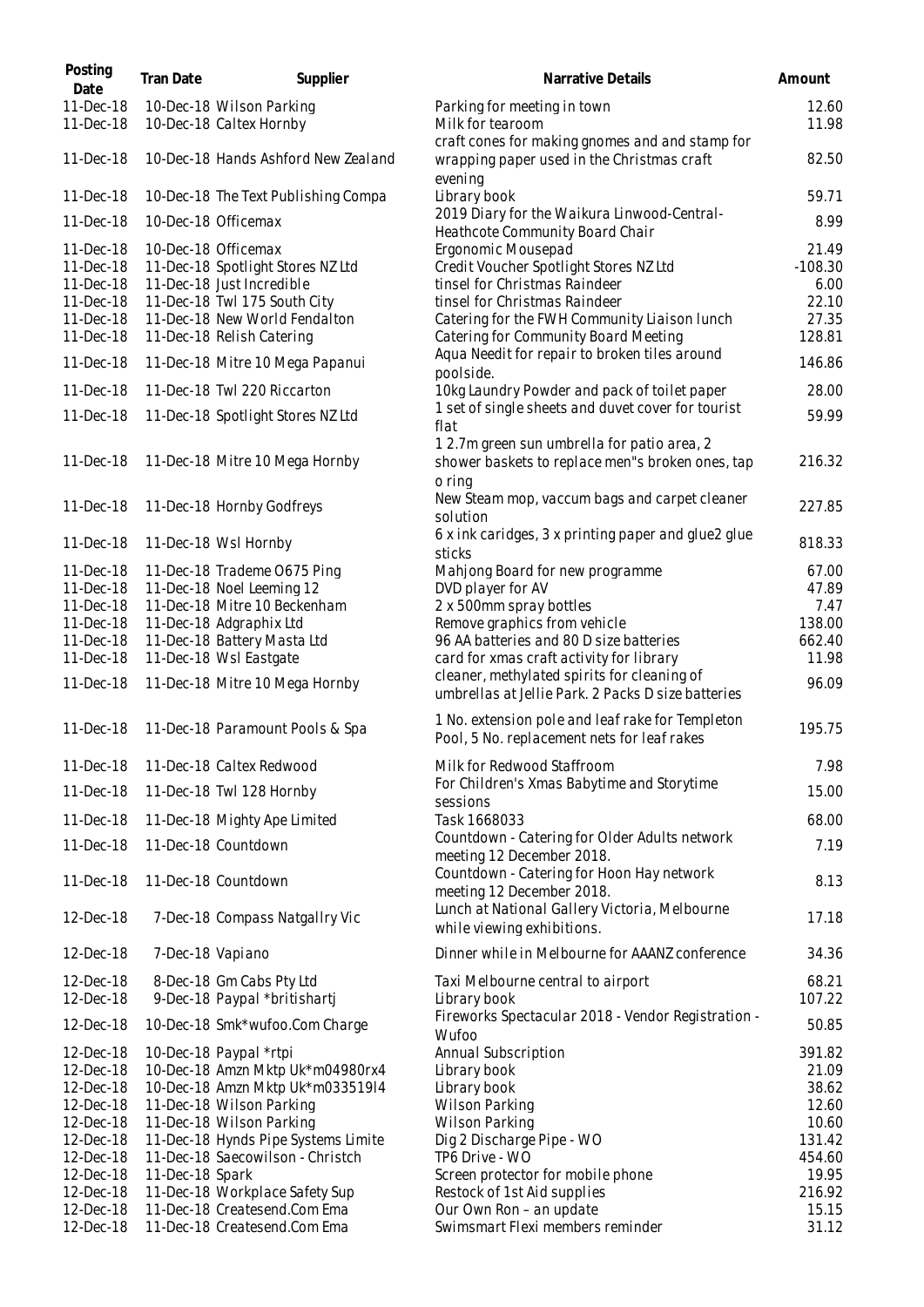| Posting Date | Tran Date | Supplier | Narrative Details | Amount |
| --- | --- | --- | --- | --- |
| 11-Dec-18 | 10-Dec-18 | Wilson Parking | Parking for meeting in town | 12.60 |
| 11-Dec-18 | 10-Dec-18 | Caltex Hornby | Milk for tearoom | 11.98 |
| 11-Dec-18 | 10-Dec-18 | Hands Ashford New Zealand | craft cones for making gnomes and and stamp for wrapping paper used in the Christmas craft evening | 82.50 |
| 11-Dec-18 | 10-Dec-18 | The Text Publishing Compa | Library book | 59.71 |
| 11-Dec-18 | 10-Dec-18 | Officemax | 2019 Diary for the Waikura Linwood-Central-Heathcote Community Board Chair | 8.99 |
| 11-Dec-18 | 10-Dec-18 | Officemax | Ergonomic Mousepad | 21.49 |
| 11-Dec-18 | 11-Dec-18 | Spotlight Stores NZ Ltd | Credit Voucher Spotlight Stores NZ Ltd | -108.30 |
| 11-Dec-18 | 11-Dec-18 | Just Incredible | tinsel for Christmas Raindeer | 6.00 |
| 11-Dec-18 | 11-Dec-18 | Twl 175 South City | tinsel for Christmas Raindeer | 22.10 |
| 11-Dec-18 | 11-Dec-18 | New World Fendalton | Catering for the FWH Community Liaison lunch | 27.35 |
| 11-Dec-18 | 11-Dec-18 | Relish Catering | Catering for Community Board Meeting | 128.81 |
| 11-Dec-18 | 11-Dec-18 | Mitre 10 Mega Papanui | Aqua Needit for repair to broken tiles around poolside. | 146.86 |
| 11-Dec-18 | 11-Dec-18 | Twl 220 Riccarton | 10kg Laundry Powder and pack of toilet paper | 28.00 |
| 11-Dec-18 | 11-Dec-18 | Spotlight Stores NZ Ltd | 1 set of single sheets and duvet cover for tourist flat | 59.99 |
| 11-Dec-18 | 11-Dec-18 | Mitre 10 Mega Hornby | 1 2.7m green sun umbrella for patio area, 2 shower baskets to replace men"s broken ones, tap o ring | 216.32 |
| 11-Dec-18 | 11-Dec-18 | Hornby Godfreys | New Steam mop, vaccum bags and carpet cleaner solution | 227.85 |
| 11-Dec-18 | 11-Dec-18 | Wsl Hornby | 6 x ink caridges, 3 x printing paper and glue2 glue sticks | 818.33 |
| 11-Dec-18 | 11-Dec-18 | Trademe O675 Ping | Mahjong Board for new programme | 67.00 |
| 11-Dec-18 | 11-Dec-18 | Noel Leeming 12 | DVD player for AV | 47.89 |
| 11-Dec-18 | 11-Dec-18 | Mitre 10 Beckenham | 2 x 500mm spray bottles | 7.47 |
| 11-Dec-18 | 11-Dec-18 | Adgraphix Ltd | Remove graphics from vehicle | 138.00 |
| 11-Dec-18 | 11-Dec-18 | Battery Masta Ltd | 96 AA batteries and 80 D size batteries | 662.40 |
| 11-Dec-18 | 11-Dec-18 | Wsl Eastgate | card for xmas craft activity for library | 11.98 |
| 11-Dec-18 | 11-Dec-18 | Mitre 10 Mega Hornby | cleaner, methylated spirits for cleaning of umbrellas at Jellie Park. 2 Packs D size batteries | 96.09 |
| 11-Dec-18 | 11-Dec-18 | Paramount Pools & Spa | 1 No. extension pole and leaf rake for Templeton Pool, 5 No. replacement nets for leaf rakes | 195.75 |
| 11-Dec-18 | 11-Dec-18 | Caltex Redwood | Milk for Redwood Staffroom | 7.98 |
| 11-Dec-18 | 11-Dec-18 | Twl 128 Hornby | For Children's Xmas Babytime and Storytime sessions | 15.00 |
| 11-Dec-18 | 11-Dec-18 | Mighty Ape Limited | Task 1668033 | 68.00 |
| 11-Dec-18 | 11-Dec-18 | Countdown | Countdown - Catering for Older Adults network meeting 12 December 2018. | 7.19 |
| 11-Dec-18 | 11-Dec-18 | Countdown | Countdown - Catering for Hoon Hay network meeting 12 December 2018. | 8.13 |
| 12-Dec-18 | 7-Dec-18 | Compass Natgallry Vic | Lunch at National Gallery Victoria, Melbourne while viewing exhibitions. | 17.18 |
| 12-Dec-18 | 7-Dec-18 | Vapiano | Dinner while in Melbourne for AAANZ conference | 34.36 |
| 12-Dec-18 | 8-Dec-18 | Gm Cabs Pty Ltd | Taxi Melbourne central to airport | 68.21 |
| 12-Dec-18 | 9-Dec-18 | Paypal *britishartj | Library book | 107.22 |
| 12-Dec-18 | 10-Dec-18 | Smk*wufoo.Com Charge | Fireworks Spectacular 2018 - Vendor Registration - Wufoo | 50.85 |
| 12-Dec-18 | 10-Dec-18 | Paypal *rtpi | Annual Subscription | 391.82 |
| 12-Dec-18 | 10-Dec-18 | Amzn Mktp Uk*m04980rx4 | Library book | 21.09 |
| 12-Dec-18 | 10-Dec-18 | Amzn Mktp Uk*m033519l4 | Library book | 38.62 |
| 12-Dec-18 | 11-Dec-18 | Wilson Parking | Wilson Parking | 12.60 |
| 12-Dec-18 | 11-Dec-18 | Wilson Parking | Wilson Parking | 10.60 |
| 12-Dec-18 | 11-Dec-18 | Hynds Pipe Systems Limite | Dig 2 Discharge Pipe - WO | 131.42 |
| 12-Dec-18 | 11-Dec-18 | Saecowilson - Christch | TP6 Drive - WO | 454.60 |
| 12-Dec-18 | 11-Dec-18 | Spark | Screen protector for mobile phone | 19.95 |
| 12-Dec-18 | 11-Dec-18 | Workplace Safety Sup | Restock of 1st Aid supplies | 216.92 |
| 12-Dec-18 | 11-Dec-18 | Createsend.Com Ema | Our Own Ron – an update | 15.15 |
| 12-Dec-18 | 11-Dec-18 | Createsend.Com Ema | Swimsmart Flexi members reminder | 31.12 |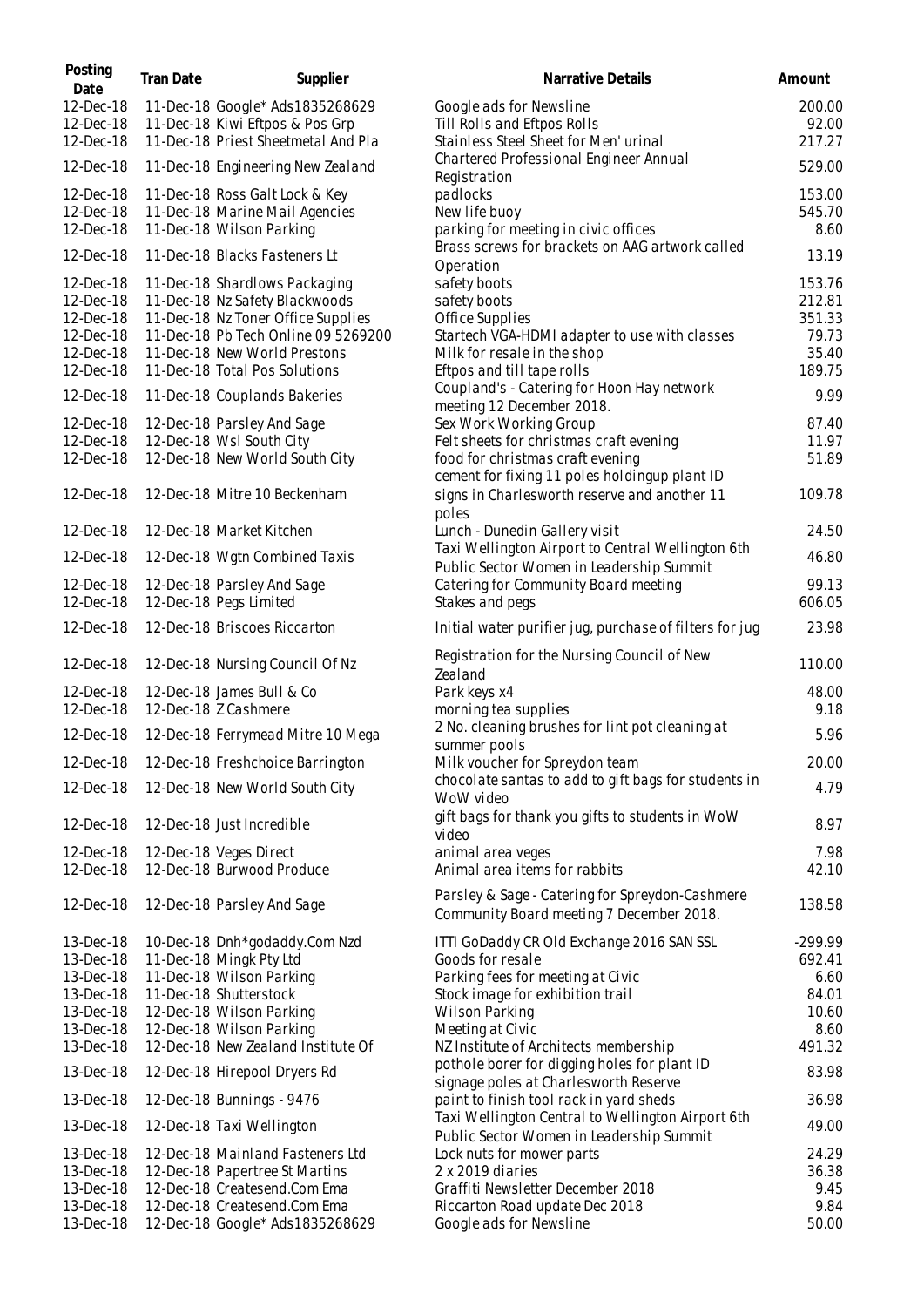| Posting Date | Tran Date | Supplier | Narrative Details | Amount |
| --- | --- | --- | --- | --- |
| 12-Dec-18 | 11-Dec-18 | Google* Ads1835268629 | Google ads for Newsline | 200.00 |
| 12-Dec-18 | 11-Dec-18 | Kiwi Eftpos & Pos Grp | Till Rolls and Eftpos Rolls | 92.00 |
| 12-Dec-18 | 11-Dec-18 | Priest Sheetmetal And Pla | Stainless Steel Sheet for Men' urinal | 217.27 |
| 12-Dec-18 | 11-Dec-18 | Engineering New Zealand | Chartered Professional Engineer Annual Registration | 529.00 |
| 12-Dec-18 | 11-Dec-18 | Ross Galt Lock & Key | padlocks | 153.00 |
| 12-Dec-18 | 11-Dec-18 | Marine Mail Agencies | New life buoy | 545.70 |
| 12-Dec-18 | 11-Dec-18 | Wilson Parking | parking for meeting in civic offices | 8.60 |
| 12-Dec-18 | 11-Dec-18 | Blacks Fasteners Lt | Brass screws for brackets on AAG artwork called Operation | 13.19 |
| 12-Dec-18 | 11-Dec-18 | Shardlows Packaging | safety boots | 153.76 |
| 12-Dec-18 | 11-Dec-18 | Nz Safety Blackwoods | safety boots | 212.81 |
| 12-Dec-18 | 11-Dec-18 | Nz Toner Office Supplies | Office Supplies | 351.33 |
| 12-Dec-18 | 11-Dec-18 | Pb Tech Online 09 5269200 | Startech VGA-HDMI adapter to use with classes | 79.73 |
| 12-Dec-18 | 11-Dec-18 | New World Prestons | Milk for resale in the shop | 35.40 |
| 12-Dec-18 | 11-Dec-18 | Total Pos Solutions | Eftpos and till tape rolls | 189.75 |
| 12-Dec-18 | 11-Dec-18 | Couplands Bakeries | Coupland's - Catering for Hoon Hay network meeting 12 December 2018. | 9.99 |
| 12-Dec-18 | 12-Dec-18 | Parsley And Sage | Sex Work Working Group | 87.40 |
| 12-Dec-18 | 12-Dec-18 | Wsl South City | Felt sheets for christmas craft evening | 11.97 |
| 12-Dec-18 | 12-Dec-18 | New World South City | food for christmas craft evening | 51.89 |
| 12-Dec-18 | 12-Dec-18 | Mitre 10 Beckenham | cement for fixing 11 poles holdingup plant ID signs in Charlesworth reserve and another 11 poles | 109.78 |
| 12-Dec-18 | 12-Dec-18 | Market Kitchen | Lunch - Dunedin Gallery visit | 24.50 |
| 12-Dec-18 | 12-Dec-18 | Wgtn Combined Taxis | Taxi Wellington Airport to Central Wellington 6th Public Sector Women in Leadership Summit | 46.80 |
| 12-Dec-18 | 12-Dec-18 | Parsley And Sage | Catering for Community Board meeting | 99.13 |
| 12-Dec-18 | 12-Dec-18 | Pegs Limited | Stakes and pegs | 606.05 |
| 12-Dec-18 | 12-Dec-18 | Briscoes Riccarton | Initial water purifier jug, purchase of filters for jug | 23.98 |
| 12-Dec-18 | 12-Dec-18 | Nursing Council Of Nz | Registration for the Nursing Council of New Zealand | 110.00 |
| 12-Dec-18 | 12-Dec-18 | James Bull & Co | Park keys x4 | 48.00 |
| 12-Dec-18 | 12-Dec-18 | Z Cashmere | morning tea supplies | 9.18 |
| 12-Dec-18 | 12-Dec-18 | Ferrymead Mitre 10 Mega | 2 No. cleaning brushes for lint pot cleaning at summer pools | 5.96 |
| 12-Dec-18 | 12-Dec-18 | Freshchoice Barrington | Milk voucher for Spreydon team | 20.00 |
| 12-Dec-18 | 12-Dec-18 | New World South City | chocolate santas to add to gift bags for students in WoW video | 4.79 |
| 12-Dec-18 | 12-Dec-18 | Just Incredible | gift bags for thank you gifts to students in WoW video | 8.97 |
| 12-Dec-18 | 12-Dec-18 | Veges Direct | animal area veges | 7.98 |
| 12-Dec-18 | 12-Dec-18 | Burwood Produce | Animal area items for rabbits | 42.10 |
| 12-Dec-18 | 12-Dec-18 | Parsley And Sage | Parsley & Sage - Catering for Spreydon-Cashmere Community Board meeting 7 December 2018. | 138.58 |
| 13-Dec-18 | 10-Dec-18 | Dnh*godaddy.Com Nzd | ITTI GoDaddy CR Old Exchange 2016 SAN SSL | -299.99 |
| 13-Dec-18 | 11-Dec-18 | Mingk Pty Ltd | Goods for resale | 692.41 |
| 13-Dec-18 | 11-Dec-18 | Wilson Parking | Parking fees for meeting at Civic | 6.60 |
| 13-Dec-18 | 11-Dec-18 | Shutterstock | Stock image for exhibition trail | 84.01 |
| 13-Dec-18 | 12-Dec-18 | Wilson Parking | Wilson Parking | 10.60 |
| 13-Dec-18 | 12-Dec-18 | Wilson Parking | Meeting at Civic | 8.60 |
| 13-Dec-18 | 12-Dec-18 | New Zealand Institute Of | NZ Institute of Architects membership | 491.32 |
| 13-Dec-18 | 12-Dec-18 | Hirepool Dryers Rd | pothole borer for digging holes for plant ID signage poles at Charlesworth Reserve | 83.98 |
| 13-Dec-18 | 12-Dec-18 | Bunnings - 9476 | paint to finish tool rack in yard sheds | 36.98 |
| 13-Dec-18 | 12-Dec-18 | Taxi Wellington | Taxi Wellington Central to Wellington Airport 6th Public Sector Women in Leadership Summit | 49.00 |
| 13-Dec-18 | 12-Dec-18 | Mainland Fasteners Ltd | Lock nuts for mower parts | 24.29 |
| 13-Dec-18 | 12-Dec-18 | Papertree St Martins | 2 x 2019 diaries | 36.38 |
| 13-Dec-18 | 12-Dec-18 | Createsend.Com Ema | Graffiti Newsletter December 2018 | 9.45 |
| 13-Dec-18 | 12-Dec-18 | Createsend.Com Ema | Riccarton Road update Dec 2018 | 9.84 |
| 13-Dec-18 | 12-Dec-18 | Google* Ads1835268629 | Google ads for Newsline | 50.00 |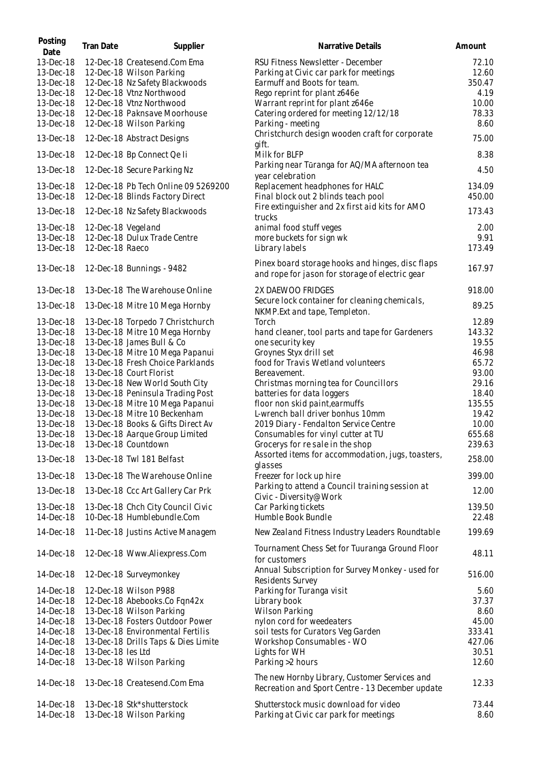| Posting Date | Tran Date | Supplier | Narrative Details | Amount |
|---|---|---|---|---|
| 13-Dec-18 | 12-Dec-18 | Createsend.Com Ema | RSU Fitness Newsletter - December | 72.10 |
| 13-Dec-18 | 12-Dec-18 | Wilson Parking | Parking at Civic car park for meetings | 12.60 |
| 13-Dec-18 | 12-Dec-18 | Nz Safety Blackwoods | Earmuff and Boots for team. | 350.47 |
| 13-Dec-18 | 12-Dec-18 | Vtnz Northwood | Rego reprint for plant z646e | 4.19 |
| 13-Dec-18 | 12-Dec-18 | Vtnz Northwood | Warrant reprint for plant z646e | 10.00 |
| 13-Dec-18 | 12-Dec-18 | Paknsave Moorhouse | Catering ordered for meeting 12/12/18 | 78.33 |
| 13-Dec-18 | 12-Dec-18 | Wilson Parking | Parking - meeting | 8.60 |
| 13-Dec-18 | 12-Dec-18 | Abstract Designs | Christchurch design wooden craft for corporate gift. | 75.00 |
| 13-Dec-18 | 12-Dec-18 | Bp Connect Qe Ii | Milk for BLFP | 8.38 |
| 13-Dec-18 | 12-Dec-18 | Secure Parking Nz | Parking near Tūranga for AQ/MA afternoon tea year celebration | 4.50 |
| 13-Dec-18 | 12-Dec-18 | Pb Tech Online 09 5269200 | Replacement headphones for HALC | 134.09 |
| 13-Dec-18 | 12-Dec-18 | Blinds Factory Direct | Final block out 2 blinds teach pool | 450.00 |
| 13-Dec-18 | 12-Dec-18 | Nz Safety Blackwoods | Fire extinguisher and 2x first aid kits for AMO trucks | 173.43 |
| 13-Dec-18 | 12-Dec-18 | Vegeland | animal food stuff veges | 2.00 |
| 13-Dec-18 | 12-Dec-18 | Dulux Trade Centre | more buckets for sign wk | 9.91 |
| 13-Dec-18 | 12-Dec-18 | Raeco | Library labels | 173.49 |
| 13-Dec-18 | 12-Dec-18 | Bunnings - 9482 | Pinex board storage hooks and hinges, disc flaps and rope for jason for storage of electric gear | 167.97 |
| 13-Dec-18 | 13-Dec-18 | The Warehouse Online | 2X DAEWOO FRIDGES | 918.00 |
| 13-Dec-18 | 13-Dec-18 | Mitre 10 Mega Hornby | Secure lock container for cleaning chemicals, NKMP.Ext and tape, Templeton. | 89.25 |
| 13-Dec-18 | 13-Dec-18 | Torpedo 7 Christchurch | Torch | 12.89 |
| 13-Dec-18 | 13-Dec-18 | Mitre 10 Mega Hornby | hand cleaner, tool parts and tape for Gardeners | 143.32 |
| 13-Dec-18 | 13-Dec-18 | James Bull & Co | one security key | 19.55 |
| 13-Dec-18 | 13-Dec-18 | Mitre 10 Mega Papanui | Groynes Styx drill set | 46.98 |
| 13-Dec-18 | 13-Dec-18 | Fresh Choice Parklands | food for Travis Wetland volunteers | 65.72 |
| 13-Dec-18 | 13-Dec-18 | Court Florist | Bereavement. | 93.00 |
| 13-Dec-18 | 13-Dec-18 | New World South City | Christmas morning tea for Councillors | 29.16 |
| 13-Dec-18 | 13-Dec-18 | Peninsula Trading Post | batteries for data loggers | 18.40 |
| 13-Dec-18 | 13-Dec-18 | Mitre 10 Mega Papanui | floor non skid paint,earmuffs | 135.55 |
| 13-Dec-18 | 13-Dec-18 | Mitre 10 Beckenham | L-wrench ball driver bonhus 10mm | 19.42 |
| 13-Dec-18 | 13-Dec-18 | Books & Gifts Direct Av | 2019 Diary - Fendalton Service Centre | 10.00 |
| 13-Dec-18 | 13-Dec-18 | Aarque Group Limited | Consumables for vinyl cutter at TU | 655.68 |
| 13-Dec-18 | 13-Dec-18 | Countdown | Grocerys for re sale in the shop | 239.63 |
| 13-Dec-18 | 13-Dec-18 | Twl 181 Belfast | Assorted items for accommodation, jugs, toasters, glasses | 258.00 |
| 13-Dec-18 | 13-Dec-18 | The Warehouse Online | Freezer for lock up hire | 399.00 |
| 13-Dec-18 | 13-Dec-18 | Ccc Art Gallery Car Prk | Parking to attend a Council training session at Civic - Diversity@Work | 12.00 |
| 13-Dec-18 | 13-Dec-18 | Chch City Council Civic | Car Parking tickets | 139.50 |
| 14-Dec-18 | 10-Dec-18 | Humblebundle.Com | Humble Book Bundle | 22.48 |
| 14-Dec-18 | 11-Dec-18 | Justins Active Managem | New Zealand Fitness Industry Leaders Roundtable | 199.69 |
| 14-Dec-18 | 12-Dec-18 | Www.Aliexpress.Com | Tournament Chess Set for Tuuranga Ground Floor for customers | 48.11 |
| 14-Dec-18 | 12-Dec-18 | Surveymonkey | Annual Subscription for Survey Monkey - used for Residents Survey | 516.00 |
| 14-Dec-18 | 12-Dec-18 | Wilson P988 | Parking for Turanga visit | 5.60 |
| 14-Dec-18 | 12-Dec-18 | Abebooks.Co Fqn42x | Library book | 37.37 |
| 14-Dec-18 | 13-Dec-18 | Wilson Parking | Wilson Parking | 8.60 |
| 14-Dec-18 | 13-Dec-18 | Fosters Outdoor Power | nylon cord for weedeaters | 45.00 |
| 14-Dec-18 | 13-Dec-18 | Environmental Fertilis | soil tests for Curators Veg Garden | 333.41 |
| 14-Dec-18 | 13-Dec-18 | Drills Taps & Dies Limite | Workshop Consumables - WO | 427.06 |
| 14-Dec-18 | 13-Dec-18 | Ies Ltd | Lights for WH | 30.51 |
| 14-Dec-18 | 13-Dec-18 | Wilson Parking | Parking >2 hours | 12.60 |
| 14-Dec-18 | 13-Dec-18 | Createsend.Com Ema | The new Hornby Library, Customer Services and Recreation and Sport Centre - 13 December update | 12.33 |
| 14-Dec-18 | 13-Dec-18 | Stk*shutterstock | Shutterstock music download for video | 73.44 |
| 14-Dec-18 | 13-Dec-18 | Wilson Parking | Parking at Civic car park for meetings | 8.60 |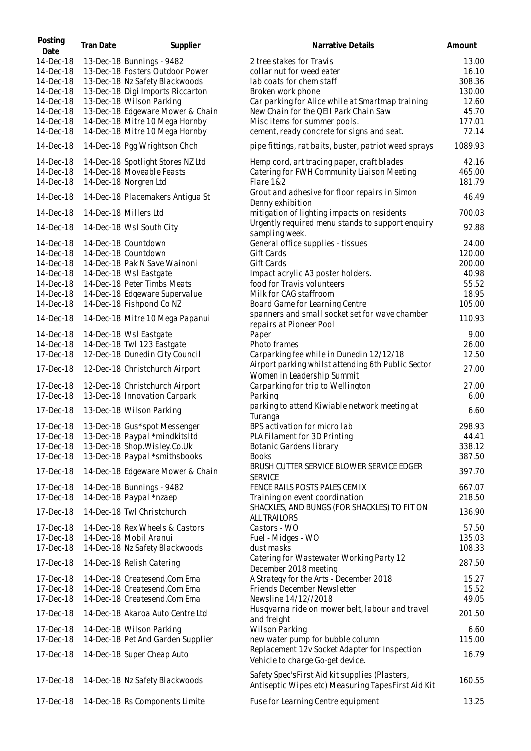| Posting Date | Tran Date | Supplier | Narrative Details | Amount |
|---|---|---|---|---|
| 14-Dec-18 | 13-Dec-18 | Bunnings - 9482 | 2 tree stakes for Travis | 13.00 |
| 14-Dec-18 | 13-Dec-18 | Fosters Outdoor Power | collar nut for weed eater | 16.10 |
| 14-Dec-18 | 13-Dec-18 | Nz Safety Blackwoods | lab coats for chem staff | 308.36 |
| 14-Dec-18 | 13-Dec-18 | Digi Imports Riccarton | Broken work phone | 130.00 |
| 14-Dec-18 | 13-Dec-18 | Wilson Parking | Car parking for Alice while at Smartmap training | 12.60 |
| 14-Dec-18 | 13-Dec-18 | Edgeware Mower & Chain | New Chain for the QEII Park Chain Saw | 45.70 |
| 14-Dec-18 | 14-Dec-18 | Mitre 10 Mega Hornby | Misc items for summer pools. | 177.01 |
| 14-Dec-18 | 14-Dec-18 | Mitre 10 Mega Hornby | cement, ready concrete for signs and seat. | 72.14 |
| 14-Dec-18 | 14-Dec-18 | Pgg Wrightson Chch | pipe fittings, rat baits, buster, patriot weed sprays | 1089.93 |
| 14-Dec-18 | 14-Dec-18 | Spotlight Stores NZ Ltd | Hemp cord, art tracing paper, craft blades | 42.16 |
| 14-Dec-18 | 14-Dec-18 | Moveable Feasts | Catering for FWH Community Liaison Meeting | 465.00 |
| 14-Dec-18 | 14-Dec-18 | Norgren Ltd | Flare 1&2 | 181.79 |
| 14-Dec-18 | 14-Dec-18 | Placemakers Antigua St | Grout and adhesive for floor repairs in Simon Denny exhibition | 46.49 |
| 14-Dec-18 | 14-Dec-18 | Millers Ltd | mitigation of lighting impacts on residents | 700.03 |
| 14-Dec-18 | 14-Dec-18 | Wsl South City | Urgently required menu stands to support enquiry sampling week. | 92.88 |
| 14-Dec-18 | 14-Dec-18 | Countdown | General office supplies - tissues | 24.00 |
| 14-Dec-18 | 14-Dec-18 | Countdown | Gift Cards | 120.00 |
| 14-Dec-18 | 14-Dec-18 | Pak N Save Wainoni | Gift Cards | 200.00 |
| 14-Dec-18 | 14-Dec-18 | Wsl Eastgate | Impact acrylic A3 poster holders. | 40.98 |
| 14-Dec-18 | 14-Dec-18 | Peter Timbs Meats | food for Travis volunteers | 55.52 |
| 14-Dec-18 | 14-Dec-18 | Edgeware Supervalue | Milk for CAG staffroom | 18.95 |
| 14-Dec-18 | 14-Dec-18 | Fishpond Co NZ | Board Game for Learning Centre | 105.00 |
| 14-Dec-18 | 14-Dec-18 | Mitre 10 Mega Papanui | spanners and small socket set for wave chamber repairs at Pioneer Pool | 110.93 |
| 14-Dec-18 | 14-Dec-18 | Wsl Eastgate | Paper | 9.00 |
| 14-Dec-18 | 14-Dec-18 | Twl 123 Eastgate | Photo frames | 26.00 |
| 17-Dec-18 | 12-Dec-18 | Dunedin City Council | Carparking fee while in Dunedin 12/12/18 | 12.50 |
| 17-Dec-18 | 12-Dec-18 | Christchurch Airport | Airport parking whilst attending 6th Public Sector Women in Leadership Summit | 27.00 |
| 17-Dec-18 | 12-Dec-18 | Christchurch Airport | Carparking for trip to Wellington | 27.00 |
| 17-Dec-18 | 13-Dec-18 | Innovation Carpark | Parking | 6.00 |
| 17-Dec-18 | 13-Dec-18 | Wilson Parking | parking to attend Kiwiable network meeting at Turanga | 6.60 |
| 17-Dec-18 | 13-Dec-18 | Gus*spot Messenger | BPS activation for micro lab | 298.93 |
| 17-Dec-18 | 13-Dec-18 | Paypal *mindkitsltd | PLA Filament for 3D Printing | 44.41 |
| 17-Dec-18 | 13-Dec-18 | Shop.Wisley.Co.Uk | Botanic Gardens library | 338.12 |
| 17-Dec-18 | 13-Dec-18 | Paypal *smithsbooks | Books | 387.50 |
| 17-Dec-18 | 14-Dec-18 | Edgeware Mower & Chain | BRUSH CUTTER SERVICE BLOWER SERVICE EDGER SERVICE | 397.70 |
| 17-Dec-18 | 14-Dec-18 | Bunnings - 9482 | FENCE RAILS POSTS PALES CEMIX | 667.07 |
| 17-Dec-18 | 14-Dec-18 | Paypal *nzaep | Training on event coordination | 218.50 |
| 17-Dec-18 | 14-Dec-18 | Twl Christchurch | SHACKLES, AND BUNGS (FOR SHACKLES) TO FIT ON ALL TRAILORS | 136.90 |
| 17-Dec-18 | 14-Dec-18 | Rex Wheels & Castors | Castors - WO | 57.50 |
| 17-Dec-18 | 14-Dec-18 | Mobil Aranui | Fuel - Midges - WO | 135.03 |
| 17-Dec-18 | 14-Dec-18 | Nz Safety Blackwoods | dust masks | 108.33 |
| 17-Dec-18 | 14-Dec-18 | Relish Catering | Catering for Wastewater Working Party 12 December 2018 meeting | 287.50 |
| 17-Dec-18 | 14-Dec-18 | Createsend.Com Ema | A Strategy for the Arts - December 2018 | 15.27 |
| 17-Dec-18 | 14-Dec-18 | Createsend.Com Ema | Friends December Newsletter | 15.52 |
| 17-Dec-18 | 14-Dec-18 | Createsend.Com Ema | Newsline 14/12//2018 | 49.05 |
| 17-Dec-18 | 14-Dec-18 | Akaroa Auto Centre Ltd | Husqvarna ride on mower belt, labour and travel and freight | 201.50 |
| 17-Dec-18 | 14-Dec-18 | Wilson Parking | Wilson Parking | 6.60 |
| 17-Dec-18 | 14-Dec-18 | Pet And Garden Supplier | new water pump for bubble column | 115.00 |
| 17-Dec-18 | 14-Dec-18 | Super Cheap Auto | Replacement 12v Socket Adapter for Inspection Vehicle to charge Go-get device. | 16.79 |
| 17-Dec-18 | 14-Dec-18 | Nz Safety Blackwoods | Safety Spec'sFirst Aid kit supplies (Plasters, Antiseptic Wipes etc) Measuring TapesFirst Aid Kit | 160.55 |
| 17-Dec-18 | 14-Dec-18 | Rs Components Limite | Fuse for Learning Centre equipment | 13.25 |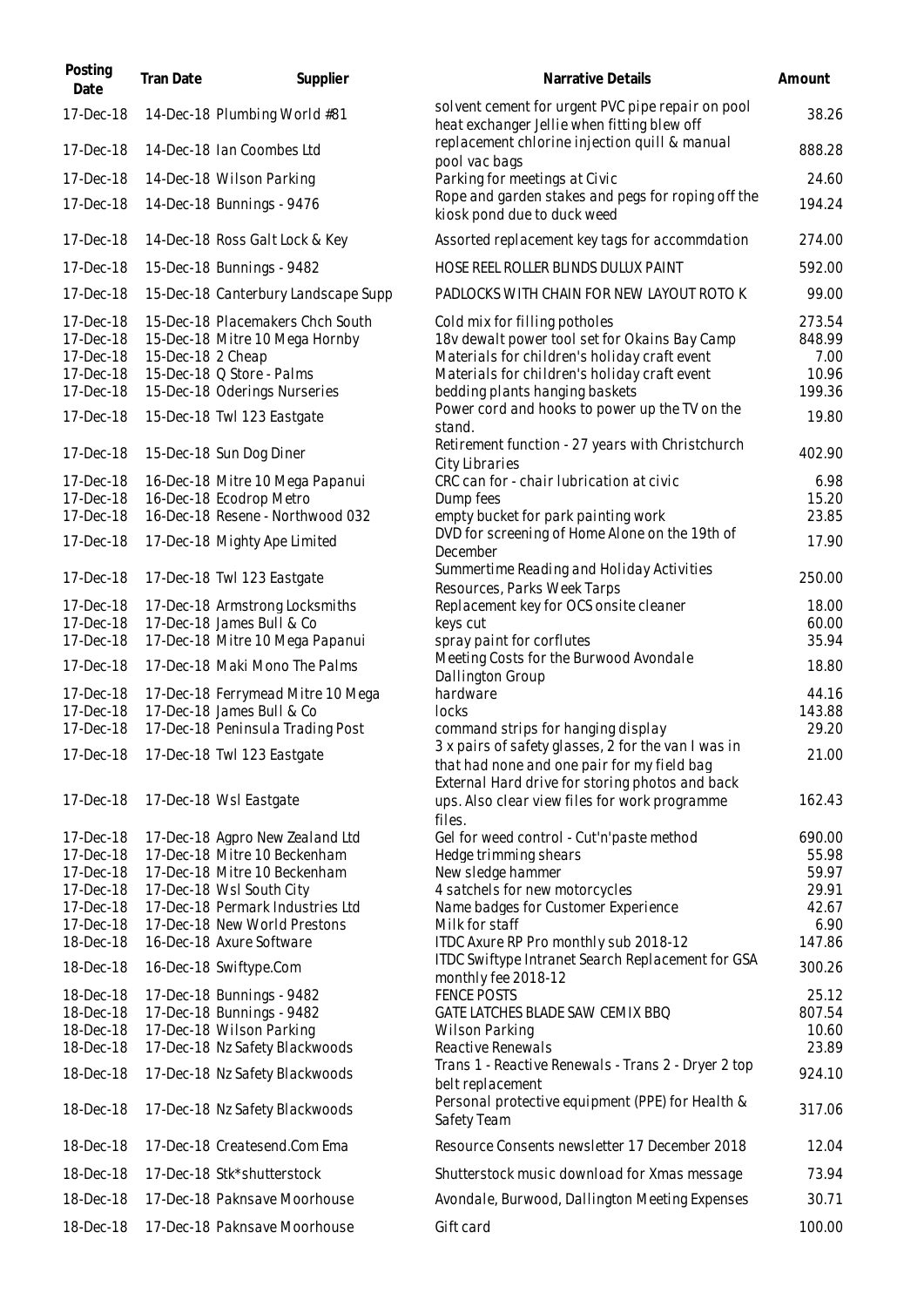| Posting Date | Tran Date | Supplier | Narrative Details | Amount |
| --- | --- | --- | --- | --- |
| 17-Dec-18 | 14-Dec-18 | Plumbing World #81 | solvent cement for urgent PVC pipe repair on pool heat exchanger Jellie when fitting blew off | 38.26 |
| 17-Dec-18 | 14-Dec-18 | Ian Coombes Ltd | replacement chlorine injection quill & manual pool vac bags | 888.28 |
| 17-Dec-18 | 14-Dec-18 | Wilson Parking | Parking for meetings at Civic | 24.60 |
| 17-Dec-18 | 14-Dec-18 | Bunnings - 9476 | Rope and garden stakes and pegs for roping off the kiosk pond due to duck weed | 194.24 |
| 17-Dec-18 | 14-Dec-18 | Ross Galt Lock & Key | Assorted replacement key tags for accommdation | 274.00 |
| 17-Dec-18 | 15-Dec-18 | Bunnings - 9482 | HOSE REEL ROLLER BLINDS DULUX PAINT | 592.00 |
| 17-Dec-18 | 15-Dec-18 | Canterbury Landscape Supp | PADLOCKS WITH CHAIN FOR NEW LAYOUT ROTO K | 99.00 |
| 17-Dec-18 | 15-Dec-18 | Placemakers Chch South | Cold mix for filling potholes | 273.54 |
| 17-Dec-18 | 15-Dec-18 | Mitre 10 Mega Hornby | 18v dewalt power tool set for Okains Bay Camp | 848.99 |
| 17-Dec-18 | 15-Dec-18 | 2 Cheap | Materials for children's holiday craft event | 7.00 |
| 17-Dec-18 | 15-Dec-18 | Q Store - Palms | Materials for children's holiday craft event | 10.96 |
| 17-Dec-18 | 15-Dec-18 | Oderings Nurseries | bedding plants hanging baskets | 199.36 |
| 17-Dec-18 | 15-Dec-18 | Twl 123 Eastgate | Power cord and hooks to power up the TV on the stand. | 19.80 |
| 17-Dec-18 | 15-Dec-18 | Sun Dog Diner | Retirement function - 27 years with Christchurch City Libraries | 402.90 |
| 17-Dec-18 | 16-Dec-18 | Mitre 10 Mega Papanui | CRC can for - chair lubrication at civic | 6.98 |
| 17-Dec-18 | 16-Dec-18 | Ecodrop Metro | Dump fees | 15.20 |
| 17-Dec-18 | 16-Dec-18 | Resene - Northwood 032 | empty bucket for park painting work | 23.85 |
| 17-Dec-18 | 17-Dec-18 | Mighty Ape Limited | DVD for screening of Home Alone on the 19th of December | 17.90 |
| 17-Dec-18 | 17-Dec-18 | Twl 123 Eastgate | Summertime Reading and Holiday Activities Resources, Parks Week Tarps | 250.00 |
| 17-Dec-18 | 17-Dec-18 | Armstrong Locksmiths | Replacement key for OCS onsite cleaner | 18.00 |
| 17-Dec-18 | 17-Dec-18 | James Bull & Co | keys cut | 60.00 |
| 17-Dec-18 | 17-Dec-18 | Mitre 10 Mega Papanui | spray paint for corflutes | 35.94 |
| 17-Dec-18 | 17-Dec-18 | Maki Mono The Palms | Meeting Costs for the Burwood Avondale Dallington Group | 18.80 |
| 17-Dec-18 | 17-Dec-18 | Ferrymead Mitre 10 Mega | hardware | 44.16 |
| 17-Dec-18 | 17-Dec-18 | James Bull & Co | locks | 143.88 |
| 17-Dec-18 | 17-Dec-18 | Peninsula Trading Post | command strips for hanging display | 29.20 |
| 17-Dec-18 | 17-Dec-18 | Twl 123 Eastgate | 3 x pairs of safety glasses, 2 for the van I was in that had none and one pair for my field bag | 21.00 |
| 17-Dec-18 | 17-Dec-18 | Wsl Eastgate | External Hard drive for storing photos and back ups. Also clear view files for work programme files. | 162.43 |
| 17-Dec-18 | 17-Dec-18 | Agpro New Zealand Ltd | Gel for weed control - Cut'n'paste method | 690.00 |
| 17-Dec-18 | 17-Dec-18 | Mitre 10 Beckenham | Hedge trimming shears | 55.98 |
| 17-Dec-18 | 17-Dec-18 | Mitre 10 Beckenham | New sledge hammer | 59.97 |
| 17-Dec-18 | 17-Dec-18 | Wsl South City | 4 satchels for new motorcycles | 29.91 |
| 17-Dec-18 | 17-Dec-18 | Permark Industries Ltd | Name badges for Customer Experience | 42.67 |
| 17-Dec-18 | 17-Dec-18 | New World Prestons | Milk for staff | 6.90 |
| 18-Dec-18 | 16-Dec-18 | Axure Software | ITDC Axure RP Pro monthly sub 2018-12 | 147.86 |
| 18-Dec-18 | 16-Dec-18 | Swiftype.Com | ITDC Swiftype Intranet Search Replacement for GSA monthly fee 2018-12 | 300.26 |
| 18-Dec-18 | 17-Dec-18 | Bunnings - 9482 | FENCE POSTS | 25.12 |
| 18-Dec-18 | 17-Dec-18 | Bunnings - 9482 | GATE LATCHES BLADE SAW CEMIX BBQ | 807.54 |
| 18-Dec-18 | 17-Dec-18 | Wilson Parking | Wilson Parking | 10.60 |
| 18-Dec-18 | 17-Dec-18 | Nz Safety Blackwoods | Reactive Renewals | 23.89 |
| 18-Dec-18 | 17-Dec-18 | Nz Safety Blackwoods | Trans 1 - Reactive Renewals - Trans 2 - Dryer 2 top belt replacement | 924.10 |
| 18-Dec-18 | 17-Dec-18 | Nz Safety Blackwoods | Personal protective equipment (PPE) for Health & Safety Team | 317.06 |
| 18-Dec-18 | 17-Dec-18 | Createsend.Com Ema | Resource Consents newsletter 17 December 2018 | 12.04 |
| 18-Dec-18 | 17-Dec-18 | Stk*shutterstock | Shutterstock music download for Xmas message | 73.94 |
| 18-Dec-18 | 17-Dec-18 | Paknsave Moorhouse | Avondale, Burwood, Dallington Meeting Expenses | 30.71 |
| 18-Dec-18 | 17-Dec-18 | Paknsave Moorhouse | Gift card | 100.00 |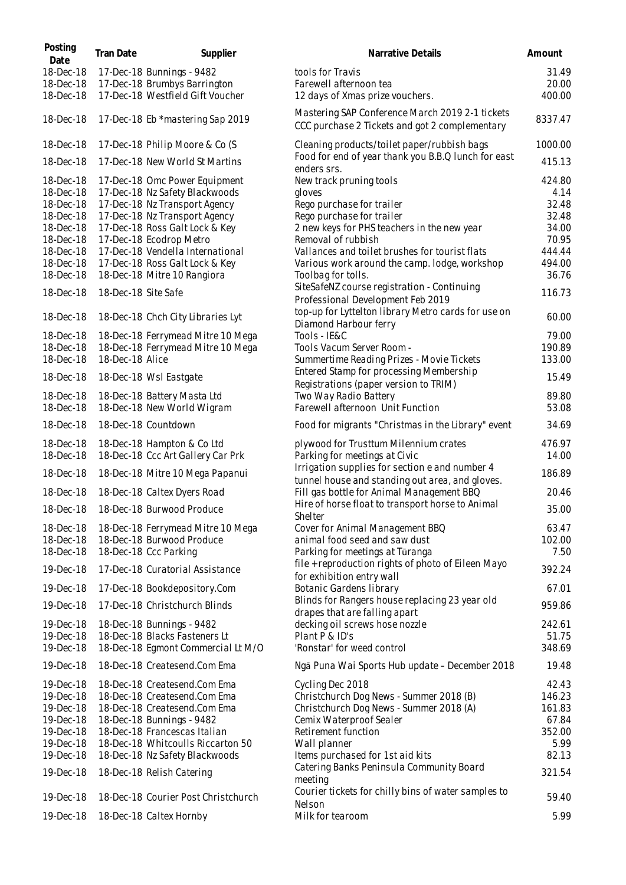| Posting Date | Tran Date | Supplier | Narrative Details | Amount |
|---|---|---|---|---|
| 18-Dec-18 | 17-Dec-18 | Bunnings - 9482 | tools for Travis | 31.49 |
| 18-Dec-18 | 17-Dec-18 | Brumbys Barrington | Farewell afternoon tea | 20.00 |
| 18-Dec-18 | 17-Dec-18 | Westfield Gift Voucher | 12 days of Xmas prize vouchers. | 400.00 |
| 18-Dec-18 | 17-Dec-18 | Eb *mastering Sap 2019 | Mastering SAP Conference March 2019 2-1 tickets CCC purchase 2 Tickets and got 2 complementary | 8337.47 |
| 18-Dec-18 | 17-Dec-18 | Philip Moore & Co (S | Cleaning products/toilet paper/rubbish bags | 1000.00 |
| 18-Dec-18 | 17-Dec-18 | New World St Martins | Food for end of year thank you B.B.Q lunch for east enders srs. | 415.13 |
| 18-Dec-18 | 17-Dec-18 | Omc Power Equipment | New track pruning tools | 424.80 |
| 18-Dec-18 | 17-Dec-18 | Nz Safety Blackwoods | gloves | 4.14 |
| 18-Dec-18 | 17-Dec-18 | Nz Transport Agency | Rego purchase for trailer | 32.48 |
| 18-Dec-18 | 17-Dec-18 | Nz Transport Agency | Rego purchase for trailer | 32.48 |
| 18-Dec-18 | 17-Dec-18 | Ross Galt Lock & Key | 2 new keys for PHS teachers in the new year | 34.00 |
| 18-Dec-18 | 17-Dec-18 | Ecodrop Metro | Removal of rubbish | 70.95 |
| 18-Dec-18 | 17-Dec-18 | Vendella International | Vallances and toilet brushes for tourist flats | 444.44 |
| 18-Dec-18 | 17-Dec-18 | Ross Galt Lock & Key | Various work around the camp. lodge, workshop | 494.00 |
| 18-Dec-18 | 18-Dec-18 | Mitre 10 Rangiora | Toolbag for tolls. | 36.76 |
| 18-Dec-18 | 18-Dec-18 | Site Safe | SiteSafeNZ course registration - Continuing Professional Development Feb 2019 | 116.73 |
| 18-Dec-18 | 18-Dec-18 | Chch City Libraries Lyt | top-up for Lyttelton library Metro cards for use on Diamond Harbour ferry | 60.00 |
| 18-Dec-18 | 18-Dec-18 | Ferrymead Mitre 10 Mega | Tools - IE&C | 79.00 |
| 18-Dec-18 | 18-Dec-18 | Ferrymead Mitre 10 Mega | Tools Vacum Server Room - | 190.89 |
| 18-Dec-18 | 18-Dec-18 | Alice | Summertime Reading Prizes - Movie Tickets | 133.00 |
| 18-Dec-18 | 18-Dec-18 | Wsl Eastgate | Entered Stamp for processing Membership Registrations (paper version to TRIM) | 15.49 |
| 18-Dec-18 | 18-Dec-18 | Battery Masta Ltd | Two Way Radio Battery | 89.80 |
| 18-Dec-18 | 18-Dec-18 | New World Wigram | Farewell afternoon Unit Function | 53.08 |
| 18-Dec-18 | 18-Dec-18 | Countdown | Food for migrants "Christmas in the Library" event | 34.69 |
| 18-Dec-18 | 18-Dec-18 | Hampton & Co Ltd | plywood for Trusttum Milennium crates | 476.97 |
| 18-Dec-18 | 18-Dec-18 | Ccc Art Gallery Car Prk | Parking for meetings at Civic | 14.00 |
| 18-Dec-18 | 18-Dec-18 | Mitre 10 Mega Papanui | Irrigation supplies for section e and number 4 tunnel house and standing out area, and gloves. | 186.89 |
| 18-Dec-18 | 18-Dec-18 | Caltex Dyers Road | Fill gas bottle for Animal Management BBQ | 20.46 |
| 18-Dec-18 | 18-Dec-18 | Burwood Produce | Hire of horse float to transport horse to Animal Shelter | 35.00 |
| 18-Dec-18 | 18-Dec-18 | Ferrymead Mitre 10 Mega | Cover for Animal Management BBQ | 63.47 |
| 18-Dec-18 | 18-Dec-18 | Burwood Produce | animal food seed and saw dust | 102.00 |
| 18-Dec-18 | 18-Dec-18 | Ccc Parking | Parking for meetings at Tūranga | 7.50 |
| 19-Dec-18 | 17-Dec-18 | Curatorial Assistance | file + reproduction rights of photo of Eileen Mayo for exhibition entry wall | 392.24 |
| 19-Dec-18 | 17-Dec-18 | Bookdepository.Com | Botanic Gardens library | 67.01 |
| 19-Dec-18 | 17-Dec-18 | Christchurch Blinds | Blinds for Rangers house replacing 23 year old drapes that are falling apart | 959.86 |
| 19-Dec-18 | 18-Dec-18 | Bunnings - 9482 | decking oil screws hose nozzle | 242.61 |
| 19-Dec-18 | 18-Dec-18 | Blacks Fasteners Lt | Plant P & ID's | 51.75 |
| 19-Dec-18 | 18-Dec-18 | Egmont Commercial Lt M/O | 'Ronstar' for weed control | 348.69 |
| 19-Dec-18 | 18-Dec-18 | Createsend.Com Ema | Ngā Puna Wai Sports Hub update – December 2018 | 19.48 |
| 19-Dec-18 | 18-Dec-18 | Createsend.Com Ema | Cycling Dec 2018 | 42.43 |
| 19-Dec-18 | 18-Dec-18 | Createsend.Com Ema | Christchurch Dog News - Summer 2018 (B) | 146.23 |
| 19-Dec-18 | 18-Dec-18 | Createsend.Com Ema | Christchurch Dog News - Summer 2018 (A) | 161.83 |
| 19-Dec-18 | 18-Dec-18 | Bunnings - 9482 | Cemix Waterproof Sealer | 67.84 |
| 19-Dec-18 | 18-Dec-18 | Francescas Italian | Retirement function | 352.00 |
| 19-Dec-18 | 18-Dec-18 | Whitcoulls Riccarton 50 | Wall planner | 5.99 |
| 19-Dec-18 | 18-Dec-18 | Nz Safety Blackwoods | Items purchased for 1st aid kits | 82.13 |
| 19-Dec-18 | 18-Dec-18 | Relish Catering | Catering Banks Peninsula Community Board meeting | 321.54 |
| 19-Dec-18 | 18-Dec-18 | Courier Post Christchurch | Courier tickets for chilly bins of water samples to Nelson | 59.40 |
| 19-Dec-18 | 18-Dec-18 | Caltex Hornby | Milk for tearoom | 5.99 |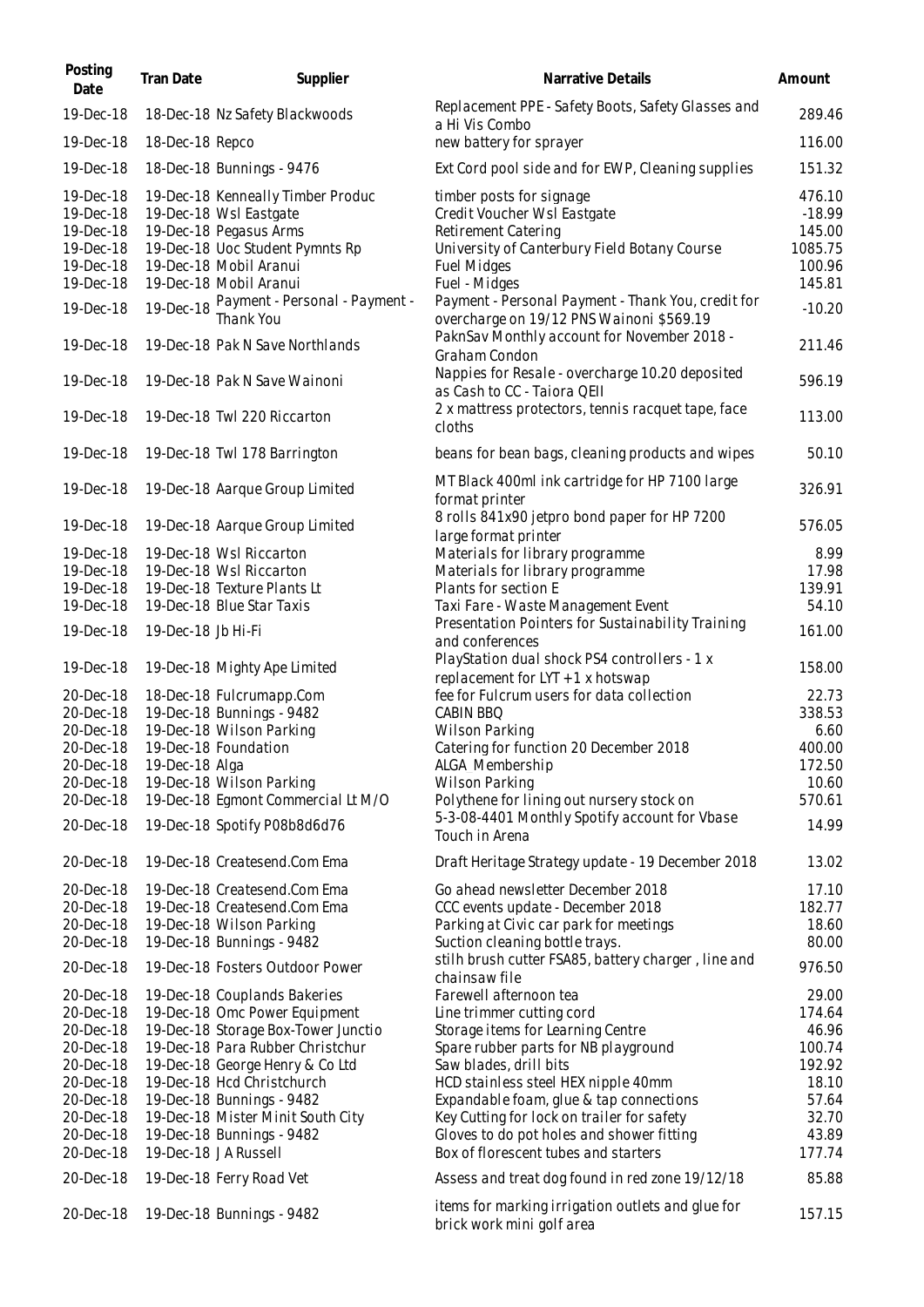| Posting Date | Tran Date | Supplier | Narrative Details | Amount |
|---|---|---|---|---|
| 19-Dec-18 | 18-Dec-18 | Nz Safety Blackwoods | Replacement PPE - Safety Boots, Safety Glasses and a Hi Vis Combo | 289.46 |
| 19-Dec-18 | 18-Dec-18 | Repco | new battery for sprayer | 116.00 |
| 19-Dec-18 | 18-Dec-18 | Bunnings - 9476 | Ext Cord pool side and for EWP, Cleaning supplies | 151.32 |
| 19-Dec-18 | 19-Dec-18 | Kenneally Timber Produc | timber posts for signage | 476.10 |
| 19-Dec-18 | 19-Dec-18 | Wsl Eastgate | Credit Voucher Wsl Eastgate | -18.99 |
| 19-Dec-18 | 19-Dec-18 | Pegasus Arms | Retirement Catering | 145.00 |
| 19-Dec-18 | 19-Dec-18 | Uoc Student Pymnts Rp | University of Canterbury Field Botany Course | 1085.75 |
| 19-Dec-18 | 19-Dec-18 | Mobil Aranui | Fuel Midges | 100.96 |
| 19-Dec-18 | 19-Dec-18 | Mobil Aranui | Fuel - Midges | 145.81 |
| 19-Dec-18 | 19-Dec-18 | Payment - Personal - Payment - Thank You | Payment - Personal Payment - Thank You, credit for overcharge on 19/12 PNS Wainoni $569.19 | -10.20 |
| 19-Dec-18 | 19-Dec-18 | Pak N Save Northlands | PaknSav Monthly account for November 2018 - Graham Condon | 211.46 |
| 19-Dec-18 | 19-Dec-18 | Pak N Save Wainoni | Nappies for Resale - overcharge 10.20 deposited as Cash to CC - Taiora QEII | 596.19 |
| 19-Dec-18 | 19-Dec-18 | Twl 220 Riccarton | 2 x mattress protectors, tennis racquet tape, face cloths | 113.00 |
| 19-Dec-18 | 19-Dec-18 | Twl 178 Barrington | beans for bean bags, cleaning products and wipes | 50.10 |
| 19-Dec-18 | 19-Dec-18 | Aarque Group Limited | MT Black 400ml ink cartridge for HP 7100 large format printer | 326.91 |
| 19-Dec-18 | 19-Dec-18 | Aarque Group Limited | 8 rolls 841x90 jetpro bond paper for HP 7200 large format printer | 576.05 |
| 19-Dec-18 | 19-Dec-18 | Wsl Riccarton | Materials for library programme | 8.99 |
| 19-Dec-18 | 19-Dec-18 | Wsl Riccarton | Materials for library programme | 17.98 |
| 19-Dec-18 | 19-Dec-18 | Texture Plants Lt | Plants for section E | 139.91 |
| 19-Dec-18 | 19-Dec-18 | Blue Star Taxis | Taxi Fare - Waste Management Event | 54.10 |
| 19-Dec-18 | 19-Dec-18 | Jb Hi-Fi | Presentation Pointers for Sustainability Training and conferences | 161.00 |
| 19-Dec-18 | 19-Dec-18 | Mighty Ape Limited | PlayStation dual shock PS4 controllers - 1 x replacement for LYT + 1 x hotswap | 158.00 |
| 20-Dec-18 | 18-Dec-18 | Fulcrumapp.Com | fee for Fulcrum users for data collection | 22.73 |
| 20-Dec-18 | 19-Dec-18 | Bunnings - 9482 | CABIN BBQ | 338.53 |
| 20-Dec-18 | 19-Dec-18 | Wilson Parking | Wilson Parking | 6.60 |
| 20-Dec-18 | 19-Dec-18 | Foundation | Catering for function 20 December 2018 | 400.00 |
| 20-Dec-18 | 19-Dec-18 | Alga | ALGA Membership | 172.50 |
| 20-Dec-18 | 19-Dec-18 | Wilson Parking | Wilson Parking | 10.60 |
| 20-Dec-18 | 19-Dec-18 | Egmont Commercial Lt M/O | Polythene for lining out nursery stock on | 570.61 |
| 20-Dec-18 | 19-Dec-18 | Spotify P08b8d6d76 | 5-3-08-4401 Monthly Spotify account for Vbase Touch in Arena | 14.99 |
| 20-Dec-18 | 19-Dec-18 | Createsend.Com Ema | Draft Heritage Strategy update - 19 December 2018 | 13.02 |
| 20-Dec-18 | 19-Dec-18 | Createsend.Com Ema | Go ahead newsletter December 2018 | 17.10 |
| 20-Dec-18 | 19-Dec-18 | Createsend.Com Ema | CCC events update - December 2018 | 182.77 |
| 20-Dec-18 | 19-Dec-18 | Wilson Parking | Parking at Civic car park for meetings | 18.60 |
| 20-Dec-18 | 19-Dec-18 | Bunnings - 9482 | Suction cleaning bottle trays. | 80.00 |
| 20-Dec-18 | 19-Dec-18 | Fosters Outdoor Power | stilh brush cutter FSA85, battery charger , line and chainsaw file | 976.50 |
| 20-Dec-18 | 19-Dec-18 | Couplands Bakeries | Farewell afternoon tea | 29.00 |
| 20-Dec-18 | 19-Dec-18 | Omc Power Equipment | Line trimmer cutting cord | 174.64 |
| 20-Dec-18 | 19-Dec-18 | Storage Box-Tower Junctio | Storage items for Learning Centre | 46.96 |
| 20-Dec-18 | 19-Dec-18 | Para Rubber Christchur | Spare rubber parts for NB playground | 100.74 |
| 20-Dec-18 | 19-Dec-18 | George Henry & Co Ltd | Saw blades, drill bits | 192.92 |
| 20-Dec-18 | 19-Dec-18 | Hcd Christchurch | HCD stainless steel HEX nipple 40mm | 18.10 |
| 20-Dec-18 | 19-Dec-18 | Bunnings - 9482 | Expandable foam, glue & tap connections | 57.64 |
| 20-Dec-18 | 19-Dec-18 | Mister Minit South City | Key Cutting for lock on trailer for safety | 32.70 |
| 20-Dec-18 | 19-Dec-18 | Bunnings - 9482 | Gloves to do pot holes and shower fitting | 43.89 |
| 20-Dec-18 | 19-Dec-18 | J A Russell | Box of florescent tubes and starters | 177.74 |
| 20-Dec-18 | 19-Dec-18 | Ferry Road Vet | Assess and treat dog found in red zone 19/12/18 | 85.88 |
| 20-Dec-18 | 19-Dec-18 | Bunnings - 9482 | items for marking irrigation outlets and glue for brick work mini golf area | 157.15 |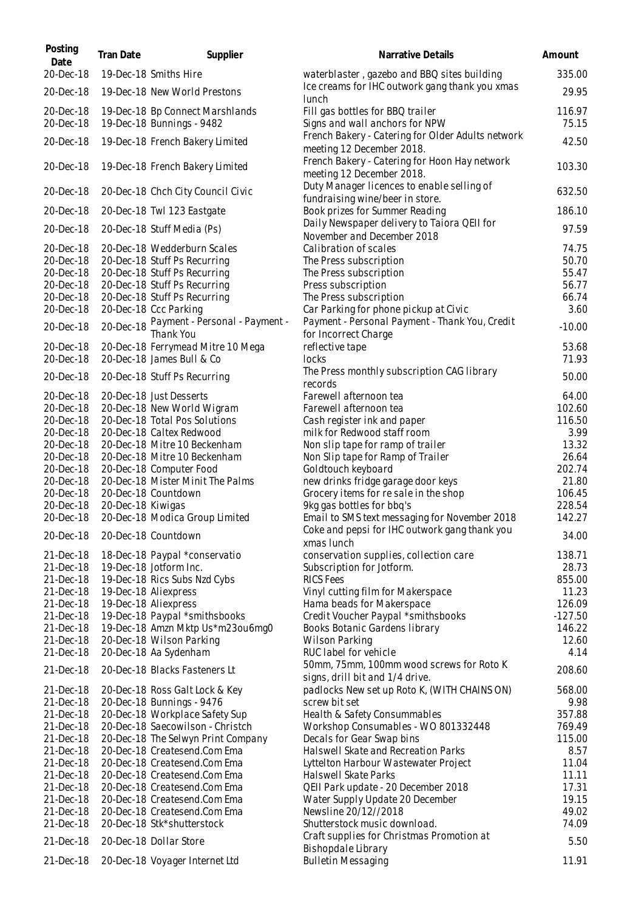| Posting Date | Tran Date | Supplier | Narrative Details | Amount |
|---|---|---|---|---|
| 20-Dec-18 | 19-Dec-18 | Smiths Hire | waterblaster , gazebo and BBQ sites building | 335.00 |
| 20-Dec-18 | 19-Dec-18 | New World Prestons | Ice creams for IHC outwork gang thank you xmas lunch | 29.95 |
| 20-Dec-18 | 19-Dec-18 | Bp Connect Marshlands | Fill gas bottles for BBQ trailer | 116.97 |
| 20-Dec-18 | 19-Dec-18 | Bunnings - 9482 | Signs and wall anchors for NPW | 75.15 |
| 20-Dec-18 | 19-Dec-18 | French Bakery Limited | French Bakery - Catering for Older Adults network meeting 12 December 2018. | 42.50 |
| 20-Dec-18 | 19-Dec-18 | French Bakery Limited | French Bakery - Catering for Hoon Hay network meeting 12 December 2018. | 103.30 |
| 20-Dec-18 | 20-Dec-18 | Chch City Council Civic | Duty Manager licences to enable selling of fundraising wine/beer in store. | 632.50 |
| 20-Dec-18 | 20-Dec-18 | Twl 123 Eastgate | Book prizes for Summer Reading | 186.10 |
| 20-Dec-18 | 20-Dec-18 | Stuff Media (Ps) | Daily Newspaper delivery to Taiora QEII for November and December 2018 | 97.59 |
| 20-Dec-18 | 20-Dec-18 | Wedderburn Scales | Calibration of scales | 74.75 |
| 20-Dec-18 | 20-Dec-18 | Stuff Ps Recurring | The Press subscription | 50.70 |
| 20-Dec-18 | 20-Dec-18 | Stuff Ps Recurring | The Press subscription | 55.47 |
| 20-Dec-18 | 20-Dec-18 | Stuff Ps Recurring | Press subscription | 56.77 |
| 20-Dec-18 | 20-Dec-18 | Stuff Ps Recurring | The Press subscription | 66.74 |
| 20-Dec-18 | 20-Dec-18 | Ccc Parking | Car Parking for phone pickup at Civic | 3.60 |
| 20-Dec-18 | 20-Dec-18 | Payment - Personal - Payment - Thank You | Payment - Personal Payment - Thank You, Credit for Incorrect Charge | -10.00 |
| 20-Dec-18 | 20-Dec-18 | Ferrymead Mitre 10 Mega | reflective tape | 53.68 |
| 20-Dec-18 | 20-Dec-18 | James Bull & Co | locks | 71.93 |
| 20-Dec-18 | 20-Dec-18 | Stuff Ps Recurring | The Press monthly subscription CAG library records | 50.00 |
| 20-Dec-18 | 20-Dec-18 | Just Desserts | Farewell afternoon tea | 64.00 |
| 20-Dec-18 | 20-Dec-18 | New World Wigram | Farewell afternoon tea | 102.60 |
| 20-Dec-18 | 20-Dec-18 | Total Pos Solutions | Cash register ink and paper | 116.50 |
| 20-Dec-18 | 20-Dec-18 | Caltex Redwood | milk for Redwood staff room | 3.99 |
| 20-Dec-18 | 20-Dec-18 | Mitre 10 Beckenham | Non slip tape for ramp of trailer | 13.32 |
| 20-Dec-18 | 20-Dec-18 | Mitre 10 Beckenham | Non Slip tape for Ramp of Trailer | 26.64 |
| 20-Dec-18 | 20-Dec-18 | Computer Food | Goldtouch keyboard | 202.74 |
| 20-Dec-18 | 20-Dec-18 | Mister Minit The Palms | new drinks fridge garage door keys | 21.80 |
| 20-Dec-18 | 20-Dec-18 | Countdown | Grocery items for re sale in the shop | 106.45 |
| 20-Dec-18 | 20-Dec-18 | Kiwigas | 9kg gas bottles for bbq's | 228.54 |
| 20-Dec-18 | 20-Dec-18 | Modica Group Limited | Email to SMS text messaging for November 2018 | 142.27 |
| 20-Dec-18 | 20-Dec-18 | Countdown | Coke and pepsi for IHC outwork gang thank you xmas lunch | 34.00 |
| 21-Dec-18 | 18-Dec-18 | Paypal *conservatio | conservation supplies, collection care | 138.71 |
| 21-Dec-18 | 19-Dec-18 | Jotform Inc. | Subscription for Jotform. | 28.73 |
| 21-Dec-18 | 19-Dec-18 | Rics Subs Nzd Cybs | RICS Fees | 855.00 |
| 21-Dec-18 | 19-Dec-18 | Aliexpress | Vinyl cutting film for Makerspace | 11.23 |
| 21-Dec-18 | 19-Dec-18 | Aliexpress | Hama beads for Makerspace | 126.09 |
| 21-Dec-18 | 19-Dec-18 | Paypal *smithsbooks | Credit Voucher Paypal *smithsbooks | -127.50 |
| 21-Dec-18 | 19-Dec-18 | Amzn Mktp Us*m23ou6mg0 | Books Botanic Gardens library | 146.22 |
| 21-Dec-18 | 20-Dec-18 | Wilson Parking | Wilson Parking | 12.60 |
| 21-Dec-18 | 20-Dec-18 | Aa Sydenham | RUC label for vehicle | 4.14 |
| 21-Dec-18 | 20-Dec-18 | Blacks Fasteners Lt | 50mm, 75mm, 100mm wood screws for Roto K signs, drill bit and 1/4 drive. | 208.60 |
| 21-Dec-18 | 20-Dec-18 | Ross Galt Lock & Key | padlocks New set up Roto K, (WITH CHAINS ON) | 568.00 |
| 21-Dec-18 | 20-Dec-18 | Bunnings - 9476 | screw bit set | 9.98 |
| 21-Dec-18 | 20-Dec-18 | Workplace Safety Sup | Health & Safety Consummables | 357.88 |
| 21-Dec-18 | 20-Dec-18 | Saecowilson - Christch | Workshop Consumables - WO 801332448 | 769.49 |
| 21-Dec-18 | 20-Dec-18 | The Selwyn Print Company | Decals for Gear Swap bins | 115.00 |
| 21-Dec-18 | 20-Dec-18 | Createsend.Com Ema | Halswell Skate and Recreation Parks | 8.57 |
| 21-Dec-18 | 20-Dec-18 | Createsend.Com Ema | Lyttelton Harbour Wastewater Project | 11.04 |
| 21-Dec-18 | 20-Dec-18 | Createsend.Com Ema | Halswell Skate Parks | 11.11 |
| 21-Dec-18 | 20-Dec-18 | Createsend.Com Ema | QEII Park update - 20 December 2018 | 17.31 |
| 21-Dec-18 | 20-Dec-18 | Createsend.Com Ema | Water Supply Update 20 December | 19.15 |
| 21-Dec-18 | 20-Dec-18 | Createsend.Com Ema | Newsline 20/12//2018 | 49.02 |
| 21-Dec-18 | 20-Dec-18 | Stk*shutterstock | Shutterstock music download. | 74.09 |
| 21-Dec-18 | 20-Dec-18 | Dollar Store | Craft supplies for Christmas Promotion at Bishopdale Library | 5.50 |
| 21-Dec-18 | 20-Dec-18 | Voyager Internet Ltd | Bulletin Messaging | 11.91 |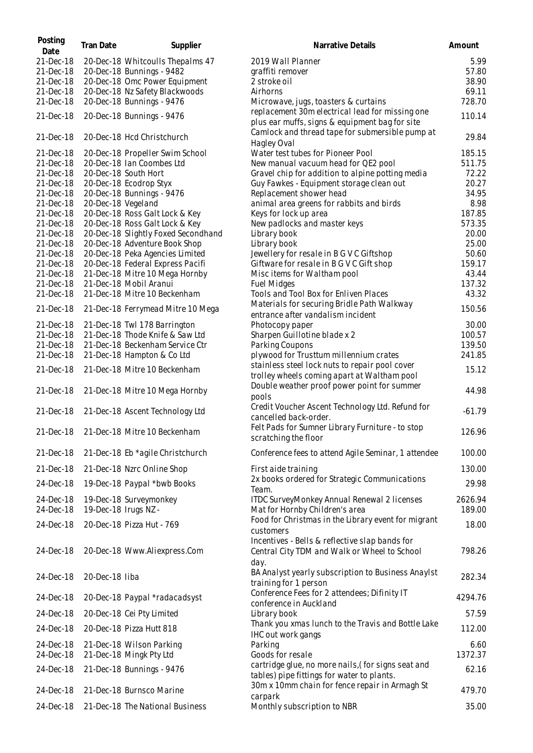| Posting Date | Tran Date | Supplier | Narrative Details | Amount |
|---|---|---|---|---|
| 21-Dec-18 | 20-Dec-18 | Whitcoulls Thepalms 47 | 2019 Wall Planner | 5.99 |
| 21-Dec-18 | 20-Dec-18 | Bunnings - 9482 | graffiti remover | 57.80 |
| 21-Dec-18 | 20-Dec-18 | Omc Power Equipment | 2 stroke oil | 38.90 |
| 21-Dec-18 | 20-Dec-18 | Nz Safety Blackwoods | Airhorns | 69.11 |
| 21-Dec-18 | 20-Dec-18 | Bunnings - 9476 | Microwave, jugs, toasters & curtains | 728.70 |
| 21-Dec-18 | 20-Dec-18 | Bunnings - 9476 | replacement 30m electrical lead for missing one plus ear muffs, signs & equipment bag for site | 110.14 |
| 21-Dec-18 | 20-Dec-18 | Hcd Christchurch | Camlock and thread tape for submersible pump at Hagley Oval | 29.84 |
| 21-Dec-18 | 20-Dec-18 | Propeller Swim School | Water test tubes for Pioneer Pool | 185.15 |
| 21-Dec-18 | 20-Dec-18 | Ian Coombes Ltd | New manual vacuum head for QE2 pool | 511.75 |
| 21-Dec-18 | 20-Dec-18 | South Hort | Gravel chip for addition to alpine potting media | 72.22 |
| 21-Dec-18 | 20-Dec-18 | Ecodrop Styx | Guy Fawkes - Equipment storage clean out | 20.27 |
| 21-Dec-18 | 20-Dec-18 | Bunnings - 9476 | Replacement shower head | 34.95 |
| 21-Dec-18 | 20-Dec-18 | Vegeland | animal area greens for rabbits and birds | 8.98 |
| 21-Dec-18 | 20-Dec-18 | Ross Galt Lock & Key | Keys for lock up area | 187.85 |
| 21-Dec-18 | 20-Dec-18 | Ross Galt Lock & Key | New padlocks and master keys | 573.35 |
| 21-Dec-18 | 20-Dec-18 | Slightly Foxed Secondhand | Library book | 20.00 |
| 21-Dec-18 | 20-Dec-18 | Adventure Book Shop | Library book | 25.00 |
| 21-Dec-18 | 20-Dec-18 | Peka Agencies Limited | Jewellery for resale in B G V C Giftshop | 50.60 |
| 21-Dec-18 | 20-Dec-18 | Federal Express Pacifi | Giftware for resale in B G V C Gift shop | 159.17 |
| 21-Dec-18 | 21-Dec-18 | Mitre 10 Mega Hornby | Misc items for Waltham pool | 43.44 |
| 21-Dec-18 | 21-Dec-18 | Mobil Aranui | Fuel Midges | 137.32 |
| 21-Dec-18 | 21-Dec-18 | Mitre 10 Beckenham | Tools and Tool Box for Enliven Places | 43.32 |
| 21-Dec-18 | 21-Dec-18 | Ferrymead Mitre 10 Mega | Materials for securing Bridle Path Walkway entrance after vandalism incident | 150.56 |
| 21-Dec-18 | 21-Dec-18 | Twl 178 Barrington | Photocopy paper | 30.00 |
| 21-Dec-18 | 21-Dec-18 | Thode Knife & Saw Ltd | Sharpen Guillotine blade x 2 | 100.57 |
| 21-Dec-18 | 21-Dec-18 | Beckenham Service Ctr | Parking Coupons | 139.50 |
| 21-Dec-18 | 21-Dec-18 | Hampton & Co Ltd | plywood for Trusttum millennium crates | 241.85 |
| 21-Dec-18 | 21-Dec-18 | Mitre 10 Beckenham | stainless steel lock nuts to repair pool cover trolley wheels coming apart at Waltham pool | 15.12 |
| 21-Dec-18 | 21-Dec-18 | Mitre 10 Mega Hornby | Double weather proof power point for summer pools | 44.98 |
| 21-Dec-18 | 21-Dec-18 | Ascent Technology Ltd | Credit Voucher Ascent Technology Ltd. Refund for cancelled back-order. | -61.79 |
| 21-Dec-18 | 21-Dec-18 | Mitre 10 Beckenham | Felt Pads for Sumner Library Furniture - to stop scratching the floor | 126.96 |
| 21-Dec-18 | 21-Dec-18 | Eb *agile Christchurch | Conference fees to attend Agile Seminar, 1 attendee | 100.00 |
| 21-Dec-18 | 21-Dec-18 | Nzrc Online Shop | First aide training | 130.00 |
| 24-Dec-18 | 19-Dec-18 | Paypal *bwb Books | 2x books ordered for Strategic Communications Team. | 29.98 |
| 24-Dec-18 | 19-Dec-18 | Surveymonkey | ITDC SurveyMonkey Annual Renewal 2 licenses | 2626.94 |
| 24-Dec-18 | 19-Dec-18 | Irugs NZ - | Mat for Hornby Children's area | 189.00 |
| 24-Dec-18 | 20-Dec-18 | Pizza Hut - 769 | Food for Christmas in the Library event for migrant customers | 18.00 |
| 24-Dec-18 | 20-Dec-18 | Www.Aliexpress.Com | Incentives - Bells & reflective slap bands for Central City TDM and Walk or Wheel to School day. | 798.26 |
| 24-Dec-18 | 20-Dec-18 | Iiba | BA Analyst yearly subscription to Business Anaylst training for 1 person | 282.34 |
| 24-Dec-18 | 20-Dec-18 | Paypal *radacadsyst | Conference Fees for 2 attendees; Difinity IT conference in Auckland | 4294.76 |
| 24-Dec-18 | 20-Dec-18 | Cei Pty Limited | Library book | 57.59 |
| 24-Dec-18 | 20-Dec-18 | Pizza Hutt 818 | Thank you xmas lunch to the Travis and Bottle Lake IHC out work gangs | 112.00 |
| 24-Dec-18 | 21-Dec-18 | Wilson Parking | Parking | 6.60 |
| 24-Dec-18 | 21-Dec-18 | Mingk Pty Ltd | Goods for resale | 1372.37 |
| 24-Dec-18 | 21-Dec-18 | Bunnings - 9476 | cartridge glue, no more nails,( for signs seat and tables) pipe fittings for water to plants. | 62.16 |
| 24-Dec-18 | 21-Dec-18 | Burnsco Marine | 30m x 10mm chain for fence repair in Armagh St carpark | 479.70 |
| 24-Dec-18 | 21-Dec-18 | The National Business | Monthly subscription to NBR | 35.00 |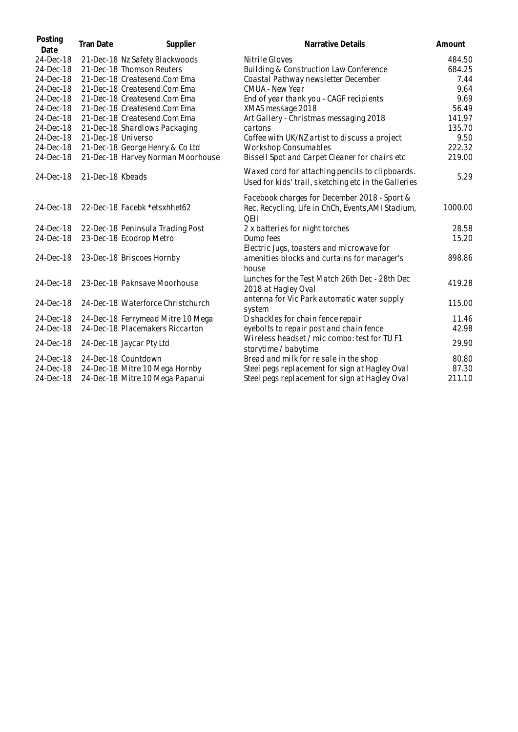| Posting Date | Tran Date | Supplier | Narrative Details | Amount |
|---|---|---|---|---|
| 24-Dec-18 | 21-Dec-18 | Nz Safety Blackwoods | Nitrile Gloves | 484.50 |
| 24-Dec-18 | 21-Dec-18 | Thomson Reuters | Building & Construction Law Conference | 684.25 |
| 24-Dec-18 | 21-Dec-18 | Createsend.Com Ema | Coastal Pathway newsletter December | 7.44 |
| 24-Dec-18 | 21-Dec-18 | Createsend.Com Ema | CMUA - New Year | 9.64 |
| 24-Dec-18 | 21-Dec-18 | Createsend.Com Ema | End of year thank you - CAGF recipients | 9.69 |
| 24-Dec-18 | 21-Dec-18 | Createsend.Com Ema | XMAS message 2018 | 56.49 |
| 24-Dec-18 | 21-Dec-18 | Createsend.Com Ema | Art Gallery - Christmas messaging 2018 | 141.97 |
| 24-Dec-18 | 21-Dec-18 | Shardlows Packaging | cartons | 135.70 |
| 24-Dec-18 | 21-Dec-18 | Universo | Coffee with UK/NZ artist to discuss a project | 9.50 |
| 24-Dec-18 | 21-Dec-18 | George Henry & Co Ltd | Workshop Consumables | 222.32 |
| 24-Dec-18 | 21-Dec-18 | Harvey Norman Moorhouse | Bissell Spot and Carpet Cleaner for chairs etc | 219.00 |
| 24-Dec-18 | 21-Dec-18 | Kbeads | Waxed cord for attaching pencils to clipboards. Used for kids' trail, sketching etc in the Galleries | 5.29 |
| 24-Dec-18 | 22-Dec-18 | Facebk *etsxhhet62 | Facebook charges for December 2018 - Sport & Rec, Recycling, Life in ChCh, Events,AMI Stadium, QEII | 1000.00 |
| 24-Dec-18 | 22-Dec-18 | Peninsula Trading Post | 2 x batteries for night torches | 28.58 |
| 24-Dec-18 | 23-Dec-18 | Ecodrop Metro | Dump fees | 15.20 |
| 24-Dec-18 | 23-Dec-18 | Briscoes Hornby | Electric Jugs, toasters and microwave for amenities blocks and curtains for manager's house | 898.86 |
| 24-Dec-18 | 23-Dec-18 | Paknsave Moorhouse | Lunches for the Test Match 26th Dec - 28th Dec 2018 at Hagley Oval | 419.28 |
| 24-Dec-18 | 24-Dec-18 | Waterforce Christchurch | antenna for Vic Park automatic water supply system | 115.00 |
| 24-Dec-18 | 24-Dec-18 | Ferrymead Mitre 10 Mega | D shackles for chain fence repair | 11.46 |
| 24-Dec-18 | 24-Dec-18 | Placemakers Riccarton | eyebolts to repair post and chain fence | 42.98 |
| 24-Dec-18 | 24-Dec-18 | Jaycar Pty Ltd | Wireless headset / mic combo: test for TU F1 storytime / babytime | 29.90 |
| 24-Dec-18 | 24-Dec-18 | Countdown | Bread and milk for re sale in the shop | 80.80 |
| 24-Dec-18 | 24-Dec-18 | Mitre 10 Mega Hornby | Steel pegs replacement for sign at Hagley Oval | 87.30 |
| 24-Dec-18 | 24-Dec-18 | Mitre 10 Mega Papanui | Steel pegs replacement for sign at Hagley Oval | 211.10 |